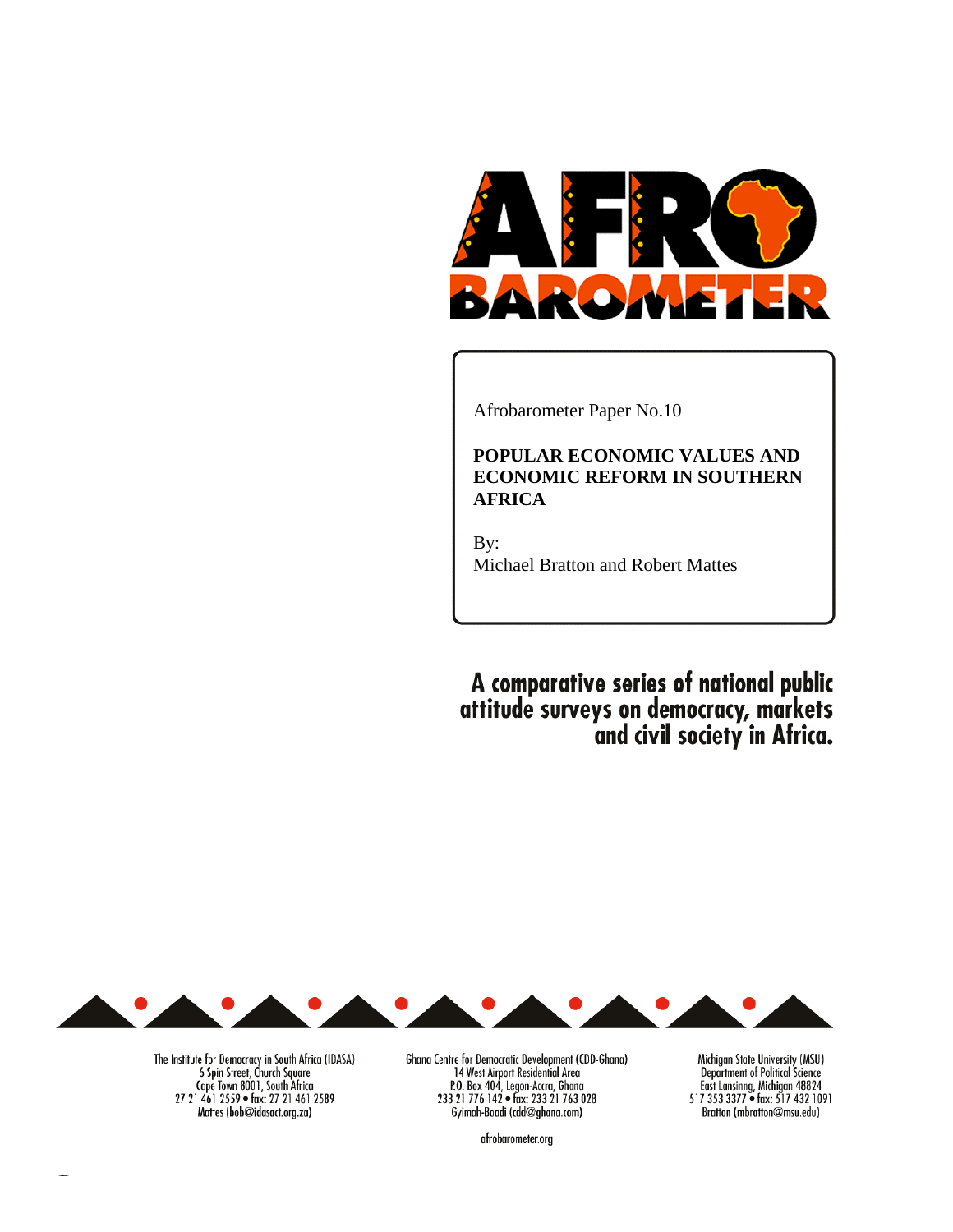Afrobarometer Paper No.10

**POPULAR ECONOMIC VALUES AND ECONOMIC REFORM IN SOUTHERN AFRICA**

By:
Michael Bratton and Robert Mattes

**A comparative series of national public attitude surveys on democracy, markets and civil society in Africa.**

The Institute for Democracy in South Africa (IDASA)
6 Spin Street, Church Square
Cape Town 8001, South Africa
27 21 461 2559 • fax: 27 21 461 2589
Mattes (bob@idasact.org.za)

Ghana Centre for Democratic Development (CDD-Ghana)
14 West Airport Residential Area
P.O. Box 404, Legon-Accra, Ghana
233 21 776 142 • fax: 233 21 763 028
Gyimah-Boadi (cdd@ghana.com)

Michigan State University (MSU)
Department of Political Science
East Lansinng, Michigan 48824
517 353 3377 • fax: 517 432 1091
Bratton (mbratton@msu.edu)

afrobarometer.org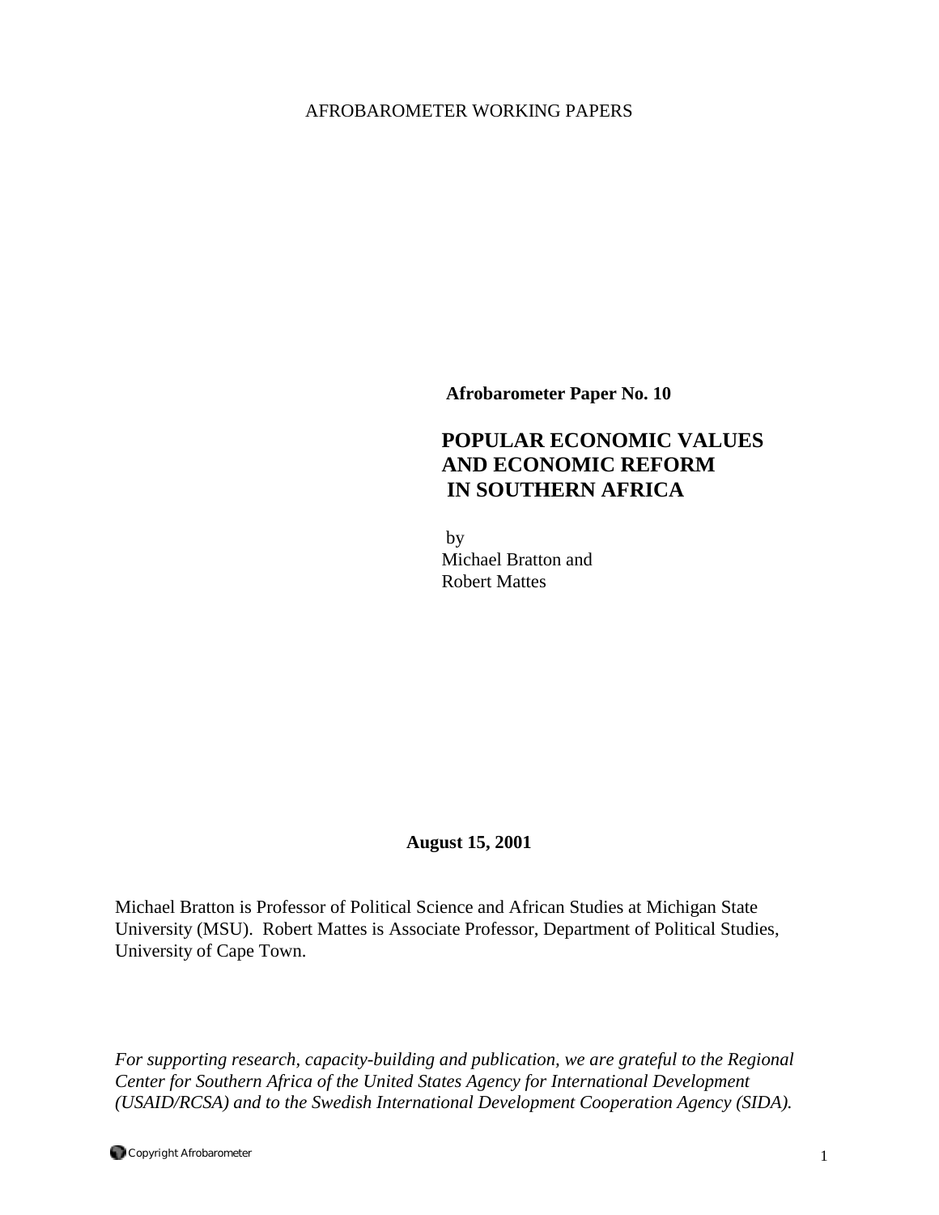AFROBAROMETER WORKING PAPERS

**Afrobarometer Paper No. 10**

# POPULAR ECONOMIC VALUES AND ECONOMIC REFORM IN SOUTHERN AFRICA

by
Michael Bratton and
Robert Mattes

**August 15, 2001**

Michael Bratton is Professor of Political Science and African Studies at Michigan State University (MSU). Robert Mattes is Associate Professor, Department of Political Studies, University of Cape Town.

*For supporting research, capacity-building and publication, we are grateful to the Regional Center for Southern Africa of the United States Agency for International Development (USAID/RCSA) and to the Swedish International Development Cooperation Agency (SIDA).*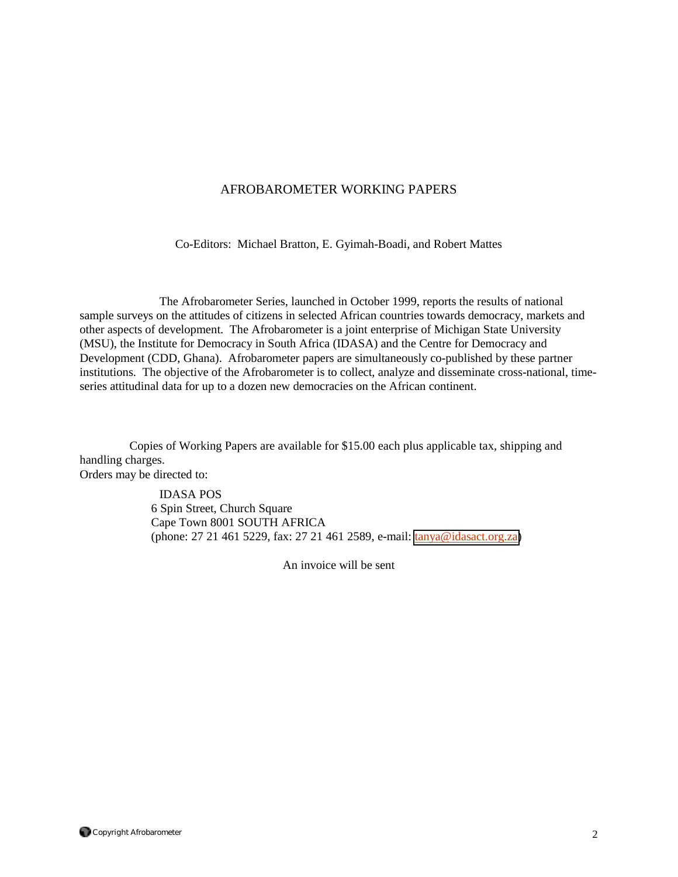# AFROBAROMETER WORKING PAPERS

Co-Editors: Michael Bratton, E. Gyimah-Boadi, and Robert Mattes

The Afrobarometer Series, launched in October 1999, reports the results of national sample surveys on the attitudes of citizens in selected African countries towards democracy, markets and other aspects of development. The Afrobarometer is a joint enterprise of Michigan State University (MSU), the Institute for Democracy in South Africa (IDASA) and the Centre for Democracy and Development (CDD, Ghana). Afrobarometer papers are simultaneously co-published by these partner institutions. The objective of the Afrobarometer is to collect, analyze and disseminate cross-national, time-series attitudinal data for up to a dozen new democracies on the African continent.

Copies of Working Papers are available for $15.00 each plus applicable tax, shipping and handling charges.
Orders may be directed to:

IDASA POS
6 Spin Street, Church Square
Cape Town 8001 SOUTH AFRICA
(phone: 27 21 461 5229, fax: 27 21 461 2589, e-mail: tanya@idasact.org.za)

An invoice will be sent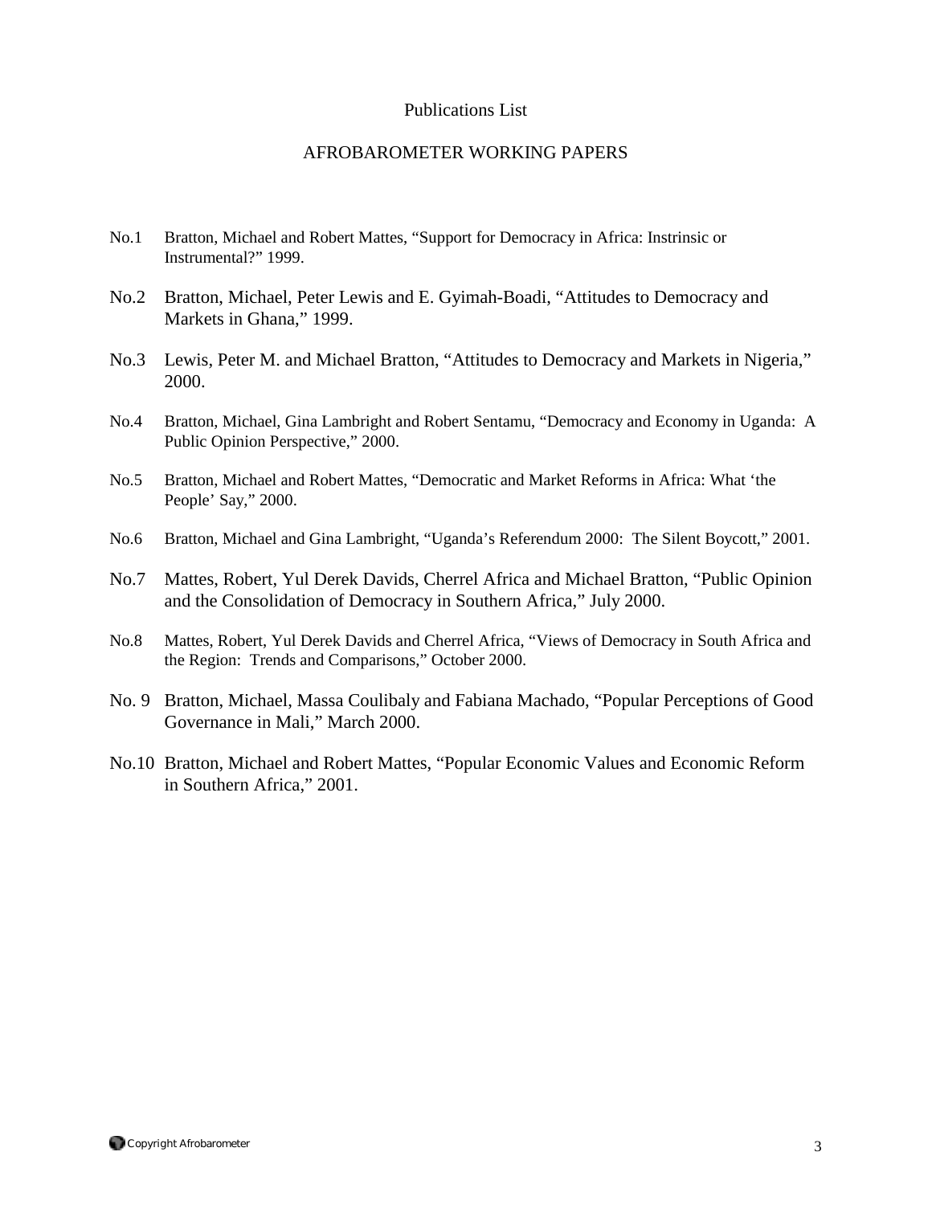Publications List

AFROBAROMETER WORKING PAPERS

No.1 Bratton, Michael and Robert Mattes, “Support for Democracy in Africa: Instrinsic or Instrumental?” 1999.

No.2 Bratton, Michael, Peter Lewis and E. Gyimah-Boadi, “Attitudes to Democracy and Markets in Ghana,” 1999.

No.3 Lewis, Peter M. and Michael Bratton, “Attitudes to Democracy and Markets in Nigeria,” 2000.

No.4 Bratton, Michael, Gina Lambright and Robert Sentamu, “Democracy and Economy in Uganda: A Public Opinion Perspective,” 2000.

No.5 Bratton, Michael and Robert Mattes, “Democratic and Market Reforms in Africa: What ‘the People’ Say,” 2000.

No.6 Bratton, Michael and Gina Lambright, “Uganda’s Referendum 2000: The Silent Boycott,” 2001.

No.7 Mattes, Robert, Yul Derek Davids, Cherrel Africa and Michael Bratton, “Public Opinion and the Consolidation of Democracy in Southern Africa,” July 2000.

No.8 Mattes, Robert, Yul Derek Davids and Cherrel Africa, “Views of Democracy in South Africa and the Region: Trends and Comparisons,” October 2000.

No. 9 Bratton, Michael, Massa Coulibaly and Fabiana Machado, “Popular Perceptions of Good Governance in Mali,” March 2000.

No.10 Bratton, Michael and Robert Mattes, “Popular Economic Values and Economic Reform in Southern Africa,” 2001.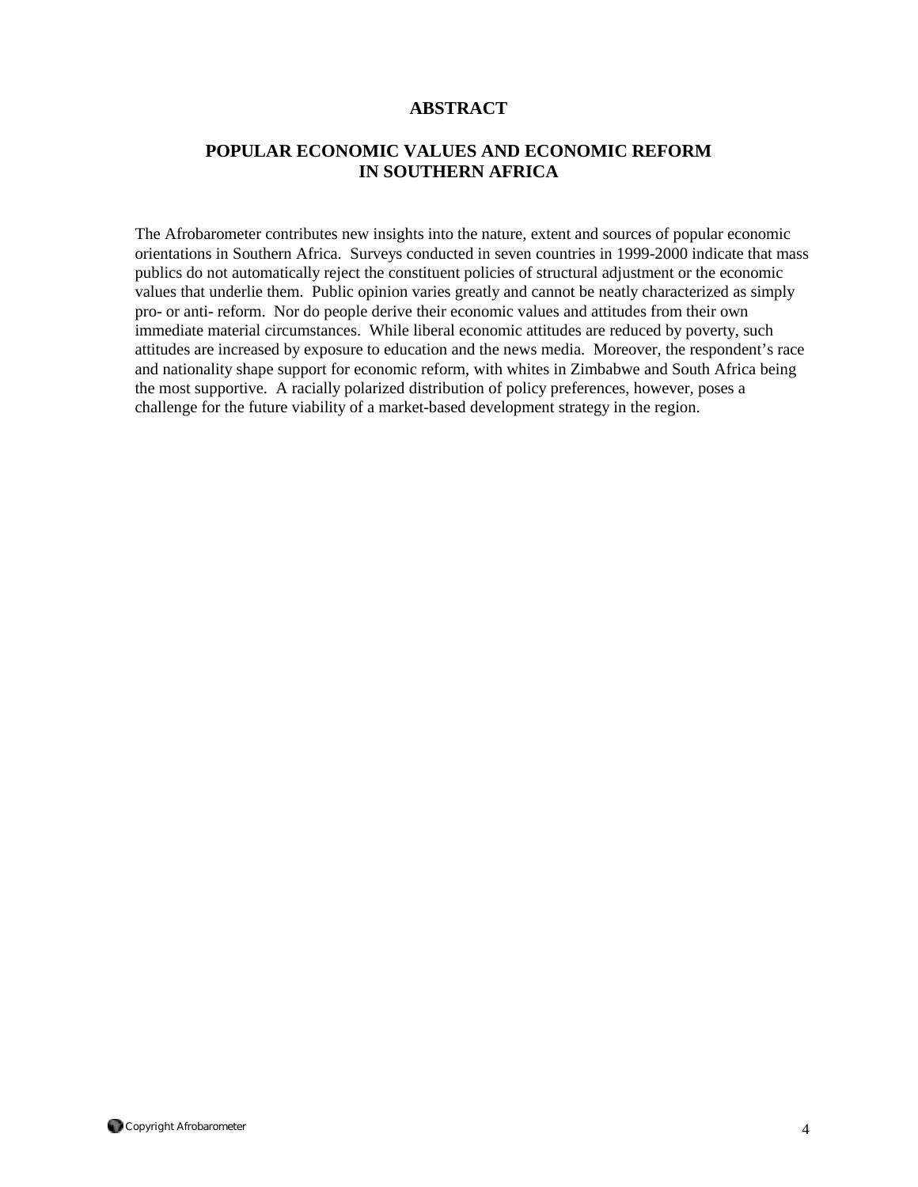## ABSTRACT

## POPULAR ECONOMIC VALUES AND ECONOMIC REFORM IN SOUTHERN AFRICA

The Afrobarometer contributes new insights into the nature, extent and sources of popular economic orientations in Southern Africa. Surveys conducted in seven countries in 1999-2000 indicate that mass publics do not automatically reject the constituent policies of structural adjustment or the economic values that underlie them. Public opinion varies greatly and cannot be neatly characterized as simply pro- or anti- reform. Nor do people derive their economic values and attitudes from their own immediate material circumstances. While liberal economic attitudes are reduced by poverty, such attitudes are increased by exposure to education and the news media. Moreover, the respondent's race and nationality shape support for economic reform, with whites in Zimbabwe and South Africa being the most supportive. A racially polarized distribution of policy preferences, however, poses a challenge for the future viability of a market-based development strategy in the region.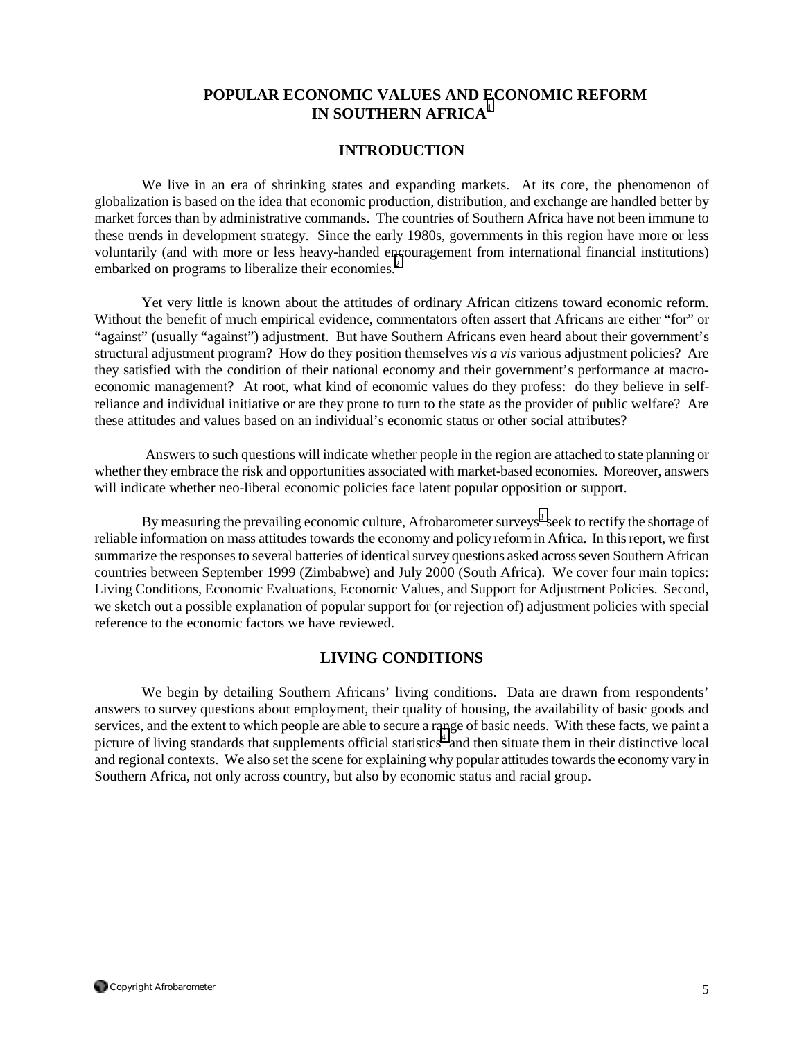# POPULAR ECONOMIC VALUES AND ECONOMIC REFORM IN SOUTHERN AFRICA[1]

## INTRODUCTION

We live in an era of shrinking states and expanding markets. At its core, the phenomenon of globalization is based on the idea that economic production, distribution, and exchange are handled better by market forces than by administrative commands. The countries of Southern Africa have not been immune to these trends in development strategy. Since the early 1980s, governments in this region have more or less voluntarily (and with more or less heavy-handed encouragement from international financial institutions) embarked on programs to liberalize their economies.[2]

Yet very little is known about the attitudes of ordinary African citizens toward economic reform. Without the benefit of much empirical evidence, commentators often assert that Africans are either "for" or "against" (usually "against") adjustment. But have Southern Africans even heard about their government's structural adjustment program? How do they position themselves *vis a vis* various adjustment policies? Are they satisfied with the condition of their national economy and their government's performance at macro-economic management? At root, what kind of economic values do they profess: do they believe in self-reliance and individual initiative or are they prone to turn to the state as the provider of public welfare? Are these attitudes and values based on an individual's economic status or other social attributes?

Answers to such questions will indicate whether people in the region are attached to state planning or whether they embrace the risk and opportunities associated with market-based economies. Moreover, answers will indicate whether neo-liberal economic policies face latent popular opposition or support.

By measuring the prevailing economic culture, Afrobarometer surveys[3] seek to rectify the shortage of reliable information on mass attitudes towards the economy and policy reform in Africa. In this report, we first summarize the responses to several batteries of identical survey questions asked across seven Southern African countries between September 1999 (Zimbabwe) and July 2000 (South Africa). We cover four main topics: Living Conditions, Economic Evaluations, Economic Values, and Support for Adjustment Policies. Second, we sketch out a possible explanation of popular support for (or rejection of) adjustment policies with special reference to the economic factors we have reviewed.

## LIVING CONDITIONS

We begin by detailing Southern Africans' living conditions. Data are drawn from respondents' answers to survey questions about employment, their quality of housing, the availability of basic goods and services, and the extent to which people are able to secure a range of basic needs. With these facts, we paint a picture of living standards that supplements official statistics[4] and then situate them in their distinctive local and regional contexts. We also set the scene for explaining why popular attitudes towards the economy vary in Southern Africa, not only across country, but also by economic status and racial group.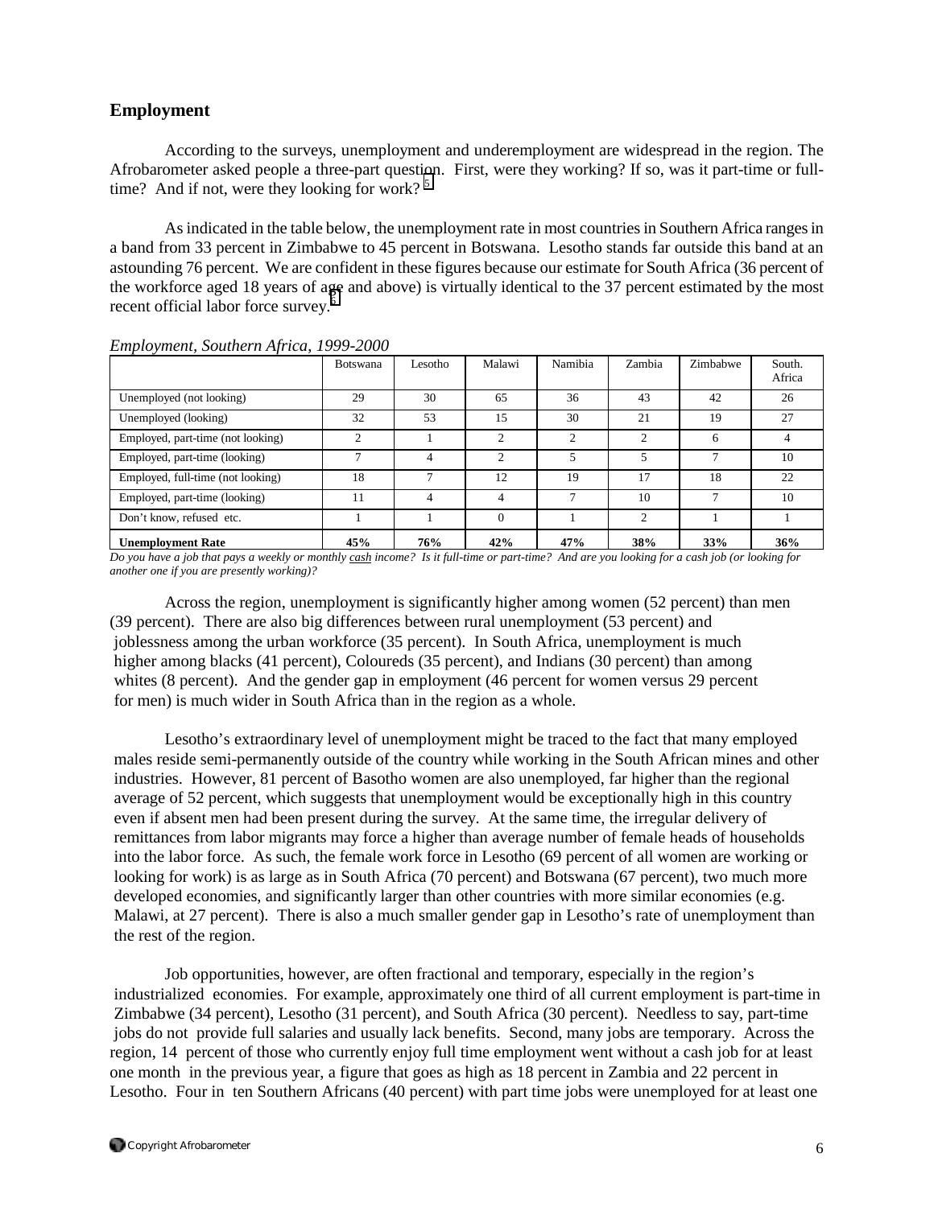## Employment

According to the surveys, unemployment and underemployment are widespread in the region. The Afrobarometer asked people a three-part question. First, were they working? If so, was it part-time or full-time? And if not, were they looking for work? [5]

As indicated in the table below, the unemployment rate in most countries in Southern Africa ranges in a band from 33 percent in Zimbabwe to 45 percent in Botswana. Lesotho stands far outside this band at an astounding 76 percent. We are confident in these figures because our estimate for South Africa (36 percent of the workforce aged 18 years of age and above) is virtually identical to the 37 percent estimated by the most recent official labor force survey.[6]

*Employment, Southern Africa, 1999-2000*

| | Botswana | Lesotho | Malawi | Namibia | Zambia | Zimbabwe | South. Africa |
|---|---|---|---|---|---|---|---|
| Unemployed (not looking) | 29 | 30 | 65 | 36 | 43 | 42 | 26 |
| Unemployed (looking) | 32 | 53 | 15 | 30 | 21 | 19 | 27 |
| Employed, part-time (not looking) | 2 | 1 | 2 | 2 | 2 | 6 | 4 |
| Employed, part-time (looking) | 7 | 4 | 2 | 5 | 5 | 7 | 10 |
| Employed, full-time (not looking) | 18 | 7 | 12 | 19 | 17 | 18 | 22 |
| Employed, part-time (looking) | 11 | 4 | 4 | 7 | 10 | 7 | 10 |
| Don't know, refused etc. | 1 | 1 | 0 | 1 | 2 | 1 | 1 |
| **Unemployment Rate** | **45%** | **76%** | **42%** | **47%** | **38%** | **33%** | **36%** |

*Do you have a job that pays a weekly or monthly cash income? Is it full-time or part-time? And are you looking for a cash job (or looking for another one if you are presently working)?*

Across the region, unemployment is significantly higher among women (52 percent) than men (39 percent). There are also big differences between rural unemployment (53 percent) and joblessness among the urban workforce (35 percent). In South Africa, unemployment is much higher among blacks (41 percent), Coloureds (35 percent), and Indians (30 percent) than among whites (8 percent). And the gender gap in employment (46 percent for women versus 29 percent for men) is much wider in South Africa than in the region as a whole.

Lesotho's extraordinary level of unemployment might be traced to the fact that many employed males reside semi-permanently outside of the country while working in the South African mines and other industries. However, 81 percent of Basotho women are also unemployed, far higher than the regional average of 52 percent, which suggests that unemployment would be exceptionally high in this country even if absent men had been present during the survey. At the same time, the irregular delivery of remittances from labor migrants may force a higher than average number of female heads of households into the labor force. As such, the female work force in Lesotho (69 percent of all women are working or looking for work) is as large as in South Africa (70 percent) and Botswana (67 percent), two much more developed economies, and significantly larger than other countries with more similar economies (e.g. Malawi, at 27 percent). There is also a much smaller gender gap in Lesotho's rate of unemployment than the rest of the region.

Job opportunities, however, are often fractional and temporary, especially in the region's industrialized economies. For example, approximately one third of all current employment is part-time in Zimbabwe (34 percent), Lesotho (31 percent), and South Africa (30 percent). Needless to say, part-time jobs do not provide full salaries and usually lack benefits. Second, many jobs are temporary. Across the region, 14 percent of those who currently enjoy full time employment went without a cash job for at least one month in the previous year, a figure that goes as high as 18 percent in Zambia and 22 percent in Lesotho. Four in ten Southern Africans (40 percent) with part time jobs were unemployed for at least one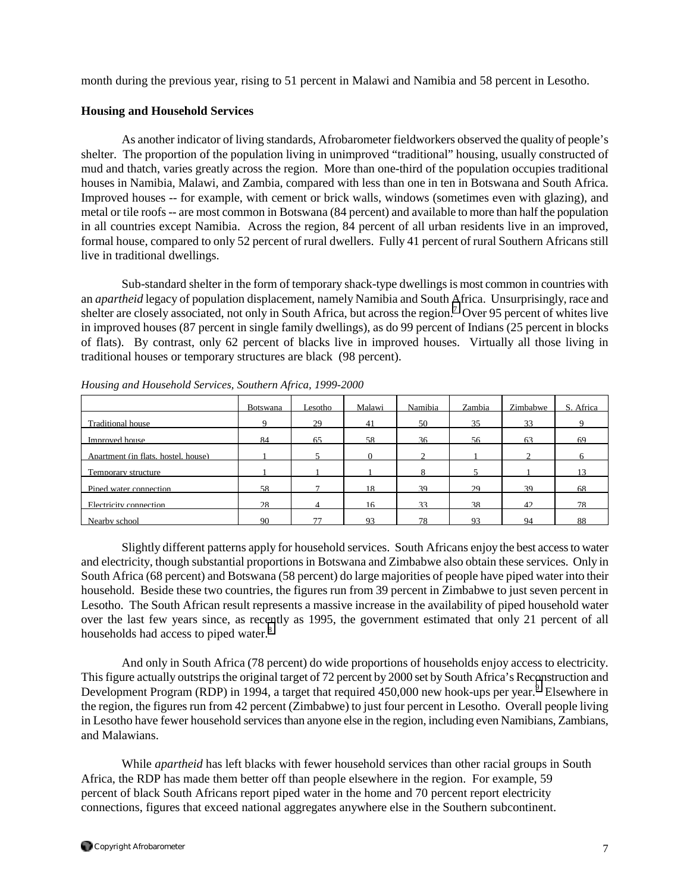month during the previous year, rising to 51 percent in Malawi and Namibia and 58 percent in Lesotho.

**Housing and Household Services**

As another indicator of living standards, Afrobarometer fieldworkers observed the quality of people's shelter. The proportion of the population living in unimproved "traditional" housing, usually constructed of mud and thatch, varies greatly across the region. More than one-third of the population occupies traditional houses in Namibia, Malawi, and Zambia, compared with less than one in ten in Botswana and South Africa. Improved houses -- for example, with cement or brick walls, windows (sometimes even with glazing), and metal or tile roofs -- are most common in Botswana (84 percent) and available to more than half the population in all countries except Namibia. Across the region, 84 percent of all urban residents live in an improved, formal house, compared to only 52 percent of rural dwellers. Fully 41 percent of rural Southern Africans still live in traditional dwellings.

Sub-standard shelter in the form of temporary shack-type dwellings is most common in countries with an *apartheid* legacy of population displacement, namely Namibia and South Africa. Unsurprisingly, race and shelter are closely associated, not only in South Africa, but across the region.[7] Over 95 percent of whites live in improved houses (87 percent in single family dwellings), as do 99 percent of Indians (25 percent in blocks of flats). By contrast, only 62 percent of blacks live in improved houses. Virtually all those living in traditional houses or temporary structures are black (98 percent).

*Housing and Household Services, Southern Africa, 1999-2000*

| | Botswana | Lesotho | Malawi | Namibia | Zambia | Zimbabwe | S. Africa |
|---|---|---|---|---|---|---|---|
| Traditional house | 9 | 29 | 41 | 50 | 35 | 33 | 9 |
| Improved house | 84 | 65 | 58 | 36 | 56 | 63 | 69 |
| Apartment (in flats, hostel, house) | 1 | 5 | 0 | 2 | 1 | 2 | 6 |
| Temporary structure | 1 | 1 | 1 | 8 | 5 | 1 | 13 |
| Piped water connection | 58 | 7 | 18 | 39 | 29 | 39 | 68 |
| Electricity connection | 28 | 4 | 16 | 33 | 38 | 42 | 78 |
| Nearby school | 90 | 77 | 93 | 78 | 93 | 94 | 88 |

Slightly different patterns apply for household services. South Africans enjoy the best access to water and electricity, though substantial proportions in Botswana and Zimbabwe also obtain these services. Only in South Africa (68 percent) and Botswana (58 percent) do large majorities of people have piped water into their household. Beside these two countries, the figures run from 39 percent in Zimbabwe to just seven percent in Lesotho. The South African result represents a massive increase in the availability of piped household water over the last few years since, as recently as 1995, the government estimated that only 21 percent of all households had access to piped water.[8]

And only in South Africa (78 percent) do wide proportions of households enjoy access to electricity. This figure actually outstrips the original target of 72 percent by 2000 set by South Africa's Reconstruction and Development Program (RDP) in 1994, a target that required 450,000 new hook-ups per year.[9] Elsewhere in the region, the figures run from 42 percent (Zimbabwe) to just four percent in Lesotho. Overall people living in Lesotho have fewer household services than anyone else in the region, including even Namibians, Zambians, and Malawians.

While *apartheid* has left blacks with fewer household services than other racial groups in South Africa, the RDP has made them better off than people elsewhere in the region. For example, 59 percent of black South Africans report piped water in the home and 70 percent report electricity connections, figures that exceed national aggregates anywhere else in the Southern subcontinent.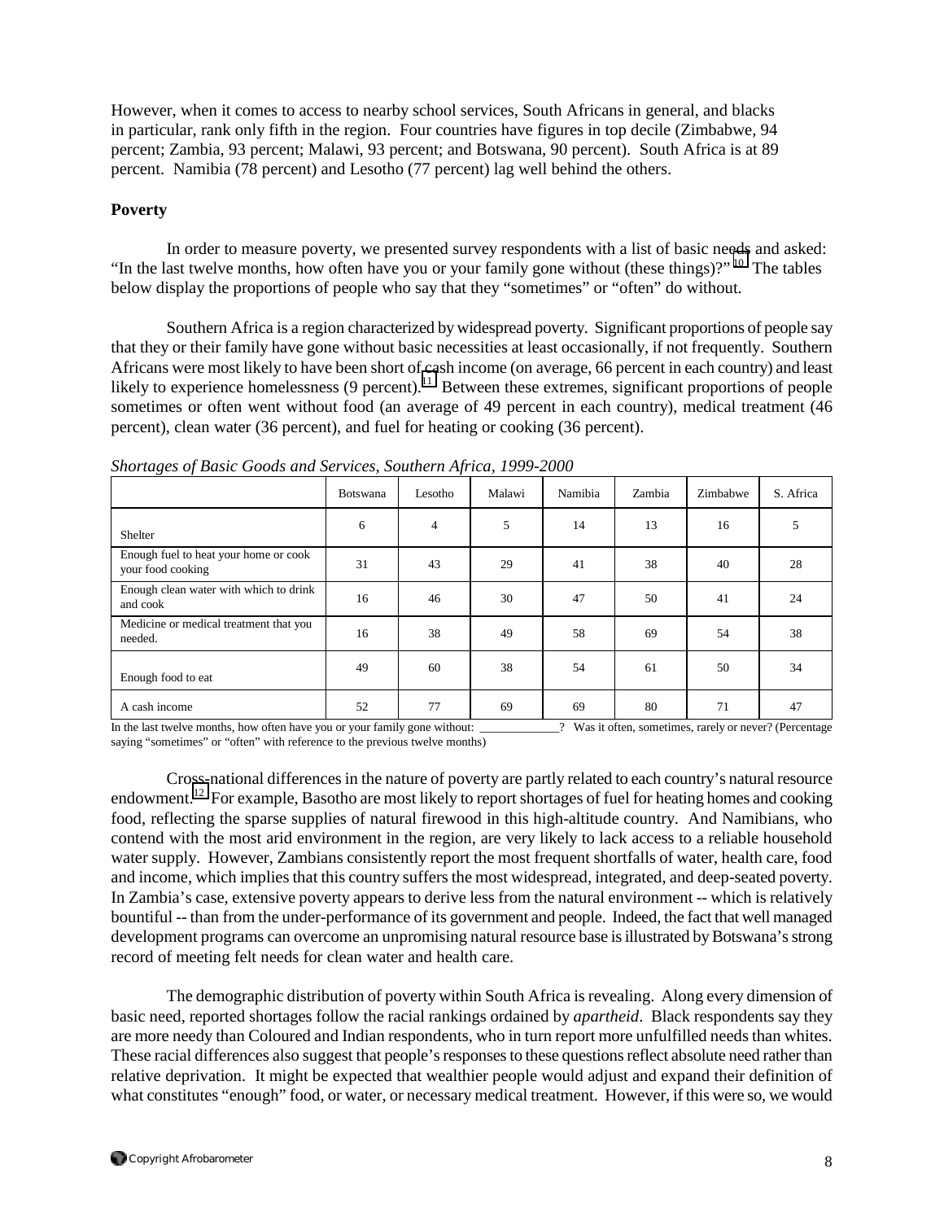However, when it comes to access to nearby school services, South Africans in general, and blacks in particular, rank only fifth in the region. Four countries have figures in top decile (Zimbabwe, 94 percent; Zambia, 93 percent; Malawi, 93 percent; and Botswana, 90 percent). South Africa is at 89 percent. Namibia (78 percent) and Lesotho (77 percent) lag well behind the others.

**Poverty**

In order to measure poverty, we presented survey respondents with a list of basic needs and asked: "In the last twelve months, how often have you or your family gone without (these things)?" [10] The tables below display the proportions of people who say that they "sometimes" or "often" do without.

Southern Africa is a region characterized by widespread poverty. Significant proportions of people say that they or their family have gone without basic necessities at least occasionally, if not frequently. Southern Africans were most likely to have been short of cash income (on average, 66 percent in each country) and least likely to experience homelessness (9 percent). [11] Between these extremes, significant proportions of people sometimes or often went without food (an average of 49 percent in each country), medical treatment (46 percent), clean water (36 percent), and fuel for heating or cooking (36 percent).

*Shortages of Basic Goods and Services, Southern Africa, 1999-2000*

| | Botswana | Lesotho | Malawi | Namibia | Zambia | Zimbabwe | S. Africa |
|---|---|---|---|---|---|---|---|
| Shelter | 6 | 4 | 5 | 14 | 13 | 16 | 5 |
| Enough fuel to heat your home or cook your food cooking | 31 | 43 | 29 | 41 | 38 | 40 | 28 |
| Enough clean water with which to drink and cook | 16 | 46 | 30 | 47 | 50 | 41 | 24 |
| Medicine or medical treatment that you needed. | 16 | 38 | 49 | 58 | 69 | 54 | 38 |
| Enough food to eat | 49 | 60 | 38 | 54 | 61 | 50 | 34 |
| A cash income | 52 | 77 | 69 | 69 | 80 | 71 | 47 |

In the last twelve months, how often have you or your family gone without: _____________? Was it often, sometimes, rarely or never? (Percentage saying "sometimes" or "often" with reference to the previous twelve months)

Cross-national differences in the nature of poverty are partly related to each country's natural resource endowment. [12] For example, Basotho are most likely to report shortages of fuel for heating homes and cooking food, reflecting the sparse supplies of natural firewood in this high-altitude country. And Namibians, who contend with the most arid environment in the region, are very likely to lack access to a reliable household water supply. However, Zambians consistently report the most frequent shortfalls of water, health care, food and income, which implies that this country suffers the most widespread, integrated, and deep-seated poverty. In Zambia's case, extensive poverty appears to derive less from the natural environment -- which is relatively bountiful -- than from the under-performance of its government and people. Indeed, the fact that well managed development programs can overcome an unpromising natural resource base is illustrated by Botswana's strong record of meeting felt needs for clean water and health care.

The demographic distribution of poverty within South Africa is revealing. Along every dimension of basic need, reported shortages follow the racial rankings ordained by *apartheid*. Black respondents say they are more needy than Coloured and Indian respondents, who in turn report more unfulfilled needs than whites. These racial differences also suggest that people's responses to these questions reflect absolute need rather than relative deprivation. It might be expected that wealthier people would adjust and expand their definition of what constitutes "enough" food, or water, or necessary medical treatment. However, if this were so, we would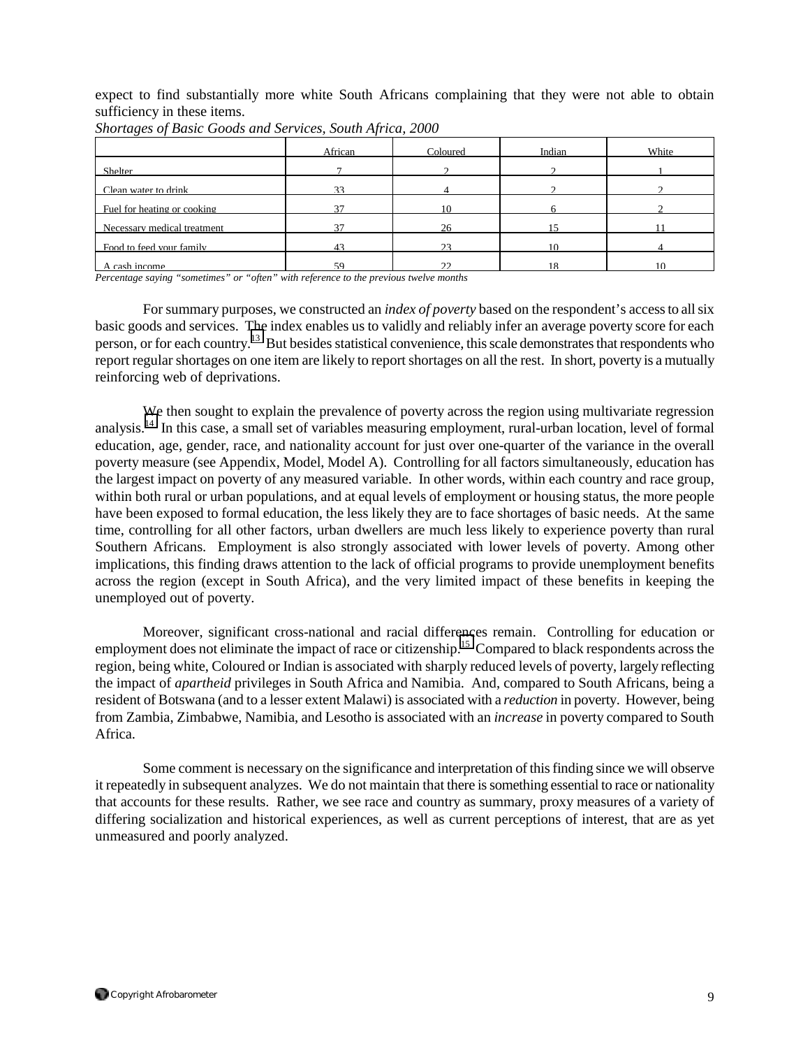expect to find substantially more white South Africans complaining that they were not able to obtain sufficiency in these items.

*Shortages of Basic Goods and Services, South Africa, 2000*

| | African | Coloured | Indian | White |
|---|---|---|---|---|
| Shelter | 7 | 2 | 2 | 1 |
| Clean water to drink | 33 | 4 | 2 | 2 |
| Fuel for heating or cooking | 37 | 10 | 6 | 2 |
| Necessary medical treatment | 37 | 26 | 15 | 11 |
| Food to feed your family | 43 | 23 | 10 | 4 |
| A cash income | 59 | 22 | 18 | 10 |

*Percentage saying "sometimes" or "often" with reference to the previous twelve months*

For summary purposes, we constructed an *index of poverty* based on the respondent's access to all six basic goods and services. The index enables us to validly and reliably infer an average poverty score for each person, or for each country.[13] But besides statistical convenience, this scale demonstrates that respondents who report regular shortages on one item are likely to report shortages on all the rest. In short, poverty is a mutually reinforcing web of deprivations.

We then sought to explain the prevalence of poverty across the region using multivariate regression analysis.[14] In this case, a small set of variables measuring employment, rural-urban location, level of formal education, age, gender, race, and nationality account for just over one-quarter of the variance in the overall poverty measure (see Appendix, Model, Model A). Controlling for all factors simultaneously, education has the largest impact on poverty of any measured variable. In other words, within each country and race group, within both rural or urban populations, and at equal levels of employment or housing status, the more people have been exposed to formal education, the less likely they are to face shortages of basic needs. At the same time, controlling for all other factors, urban dwellers are much less likely to experience poverty than rural Southern Africans. Employment is also strongly associated with lower levels of poverty. Among other implications, this finding draws attention to the lack of official programs to provide unemployment benefits across the region (except in South Africa), and the very limited impact of these benefits in keeping the unemployed out of poverty.

Moreover, significant cross-national and racial differences remain. Controlling for education or employment does not eliminate the impact of race or citizenship.[15] Compared to black respondents across the region, being white, Coloured or Indian is associated with sharply reduced levels of poverty, largely reflecting the impact of *apartheid* privileges in South Africa and Namibia. And, compared to South Africans, being a resident of Botswana (and to a lesser extent Malawi) is associated with a *reduction* in poverty. However, being from Zambia, Zimbabwe, Namibia, and Lesotho is associated with an *increase* in poverty compared to South Africa.

Some comment is necessary on the significance and interpretation of this finding since we will observe it repeatedly in subsequent analyzes. We do not maintain that there is something essential to race or nationality that accounts for these results. Rather, we see race and country as summary, proxy measures of a variety of differing socialization and historical experiences, as well as current perceptions of interest, that are as yet unmeasured and poorly analyzed.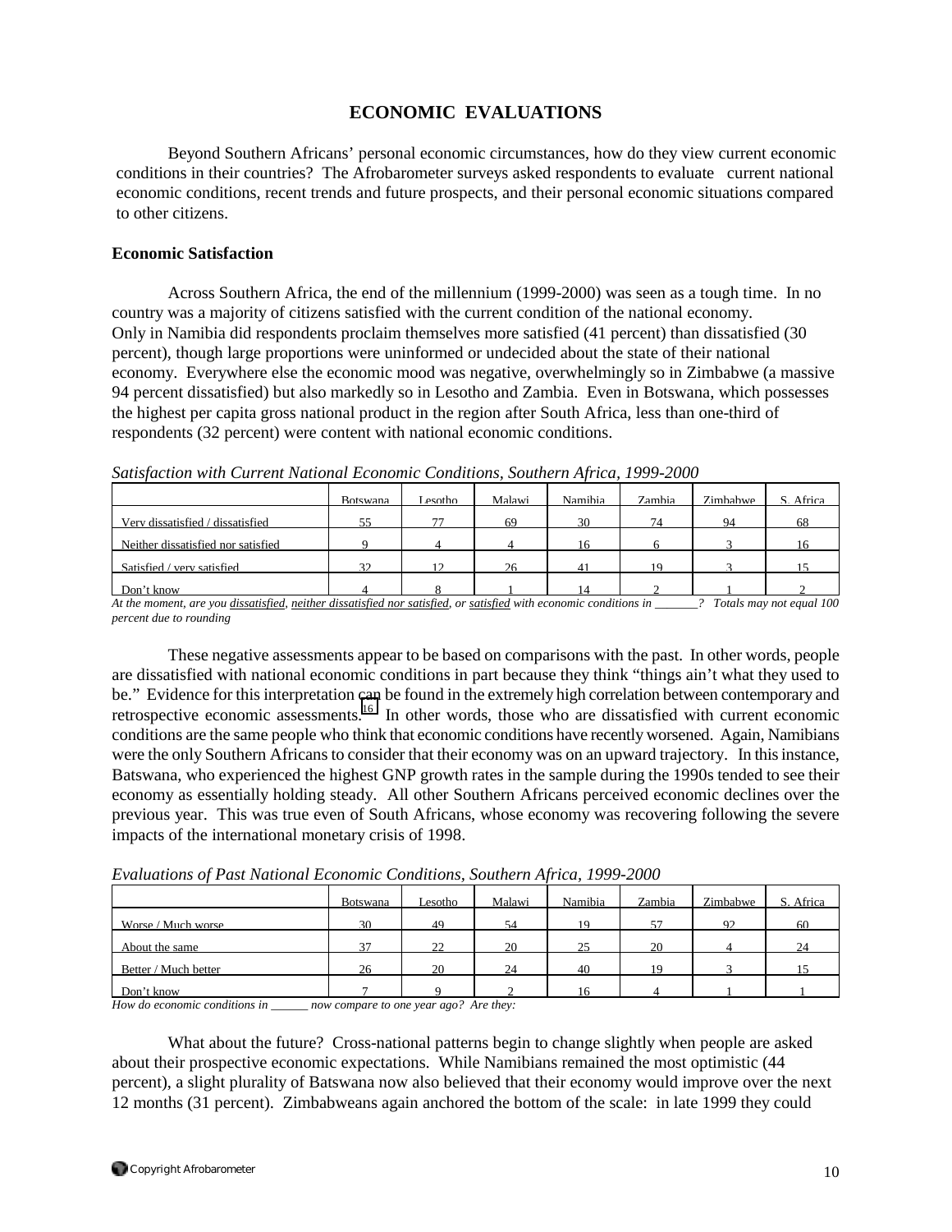# ECONOMIC EVALUATIONS

Beyond Southern Africans' personal economic circumstances, how do they view current economic conditions in their countries? The Afrobarometer surveys asked respondents to evaluate current national economic conditions, recent trends and future prospects, and their personal economic situations compared to other citizens.

## Economic Satisfaction

Across Southern Africa, the end of the millennium (1999-2000) was seen as a tough time. In no country was a majority of citizens satisfied with the current condition of the national economy. Only in Namibia did respondents proclaim themselves more satisfied (41 percent) than dissatisfied (30 percent), though large proportions were uninformed or undecided about the state of their national economy. Everywhere else the economic mood was negative, overwhelmingly so in Zimbabwe (a massive 94 percent dissatisfied) but also markedly so in Lesotho and Zambia. Even in Botswana, which possesses the highest per capita gross national product in the region after South Africa, less than one-third of respondents (32 percent) were content with national economic conditions.

*Satisfaction with Current National Economic Conditions, Southern Africa, 1999-2000*

| | Botswana | Lesotho | Malawi | Namibia | Zambia | Zimbabwe | S. Africa |
|---|---|---|---|---|---|---|---|
| Very dissatisfied / dissatisfied | 55 | 77 | 69 | 30 | 74 | 94 | 68 |
| Neither dissatisfied nor satisfied | 9 | 4 | 4 | 16 | 6 | 3 | 16 |
| Satisfied / very satisfied | 32 | 12 | 26 | 41 | 19 | 3 | 15 |
| Don't know | 4 | 8 | 1 | 14 | 2 | 1 | 2 |

*At the moment, are you dissatisfied, neither dissatisfied nor satisfied, or satisfied with economic conditions in _______? Totals may not equal 100 percent due to rounding*

These negative assessments appear to be based on comparisons with the past. In other words, people are dissatisfied with national economic conditions in part because they think "things ain't what they used to be." Evidence for this interpretation can be found in the extremely high correlation between contemporary and retrospective economic assessments.[16] In other words, those who are dissatisfied with current economic conditions are the same people who think that economic conditions have recently worsened. Again, Namibians were the only Southern Africans to consider that their economy was on an upward trajectory. In this instance, Batswana, who experienced the highest GNP growth rates in the sample during the 1990s tended to see their economy as essentially holding steady. All other Southern Africans perceived economic declines over the previous year. This was true even of South Africans, whose economy was recovering following the severe impacts of the international monetary crisis of 1998.

*Evaluations of Past National Economic Conditions, Southern Africa, 1999-2000*

| | Botswana | Lesotho | Malawi | Namibia | Zambia | Zimbabwe | S. Africa |
|---|---|---|---|---|---|---|---|
| Worse / Much worse | 30 | 49 | 54 | 19 | 57 | 92 | 60 |
| About the same | 37 | 22 | 20 | 25 | 20 | 4 | 24 |
| Better / Much better | 26 | 20 | 24 | 40 | 19 | 3 | 15 |
| Don't know | 7 | 9 | 2 | 16 | 4 | 1 | 1 |

*How do economic conditions in ______ now compare to one year ago? Are they:*

What about the future? Cross-national patterns begin to change slightly when people are asked about their prospective economic expectations. While Namibians remained the most optimistic (44 percent), a slight plurality of Batswana now also believed that their economy would improve over the next 12 months (31 percent). Zimbabweans again anchored the bottom of the scale: in late 1999 they could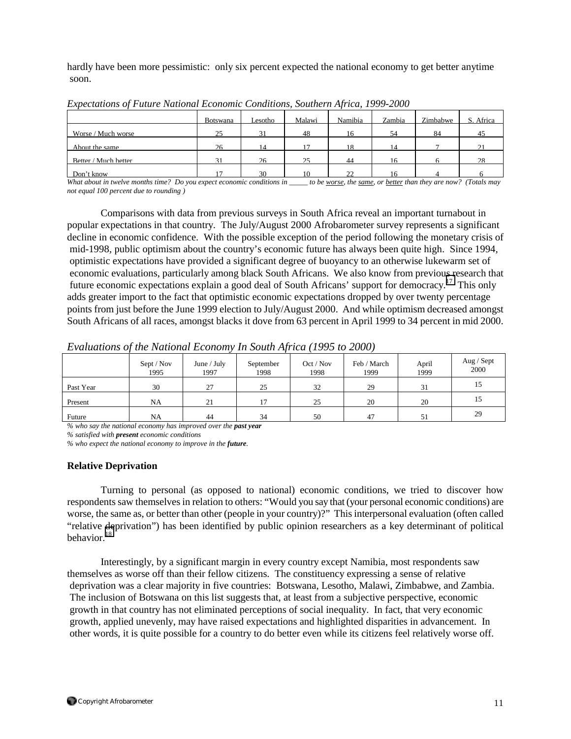hardly have been more pessimistic: only six percent expected the national economy to get better anytime soon.

*Expectations of Future National Economic Conditions, Southern Africa, 1999-2000*

| | Botswana | Lesotho | Malawi | Namibia | Zambia | Zimbabwe | S. Africa |
|---|---|---|---|---|---|---|---|
| Worse / Much worse | 25 | 31 | 48 | 16 | 54 | 84 | 45 |
| About the same | 26 | 14 | 17 | 18 | 14 | 7 | 21 |
| Better / Much better | 31 | 26 | 25 | 44 | 16 | 6 | 28 |
| Don't know | 17 | 30 | 10 | 22 | 16 | 4 | 6 |

*What about in twelve months time? Do you expect economic conditions in _____ to be worse, the same, or better than they are now? (Totals may not equal 100 percent due to rounding )*

Comparisons with data from previous surveys in South Africa reveal an important turnabout in popular expectations in that country. The July/August 2000 Afrobarometer survey represents a significant decline in economic confidence. With the possible exception of the period following the monetary crisis of mid-1998, public optimism about the country's economic future has always been quite high. Since 1994, optimistic expectations have provided a significant degree of buoyancy to an otherwise lukewarm set of economic evaluations, particularly among black South Africans. We also know from previous research that future economic expectations explain a good deal of South Africans' support for democracy.[17] This only adds greater import to the fact that optimistic economic expectations dropped by over twenty percentage points from just before the June 1999 election to July/August 2000. And while optimism decreased amongst South Africans of all races, amongst blacks it dove from 63 percent in April 1999 to 34 percent in mid 2000.

*Evaluations of the National Economy In South Africa (1995 to 2000)*

| | Sept / Nov 1995 | June / July 1997 | September 1998 | Oct / Nov 1998 | Feb / March 1999 | April 1999 | Aug / Sept 2000 |
|---|---|---|---|---|---|---|---|
| Past Year | 30 | 27 | 25 | 32 | 29 | 31 | 15 |
| Present | NA | 21 | 17 | 25 | 20 | 20 | 15 |
| Future | NA | 44 | 34 | 50 | 47 | 51 | 29 |

*% who say the national economy has improved over the **past year***
*% satisfied with **present** economic conditions*
*% who expect the national economy to improve in the **future**.*

**Relative Deprivation**

Turning to personal (as opposed to national) economic conditions, we tried to discover how respondents saw themselves in relation to others: "Would you say that (your personal economic conditions) are worse, the same as, or better than other (people in your country)?" This interpersonal evaluation (often called "relative deprivation") has been identified by public opinion researchers as a key determinant of political behavior.[18]

Interestingly, by a significant margin in every country except Namibia, most respondents saw themselves as worse off than their fellow citizens. The constituency expressing a sense of relative deprivation was a clear majority in five countries: Botswana, Lesotho, Malawi, Zimbabwe, and Zambia. The inclusion of Botswana on this list suggests that, at least from a subjective perspective, economic growth in that country has not eliminated perceptions of social inequality. In fact, that very economic growth, applied unevenly, may have raised expectations and highlighted disparities in advancement. In other words, it is quite possible for a country to do better even while its citizens feel relatively worse off.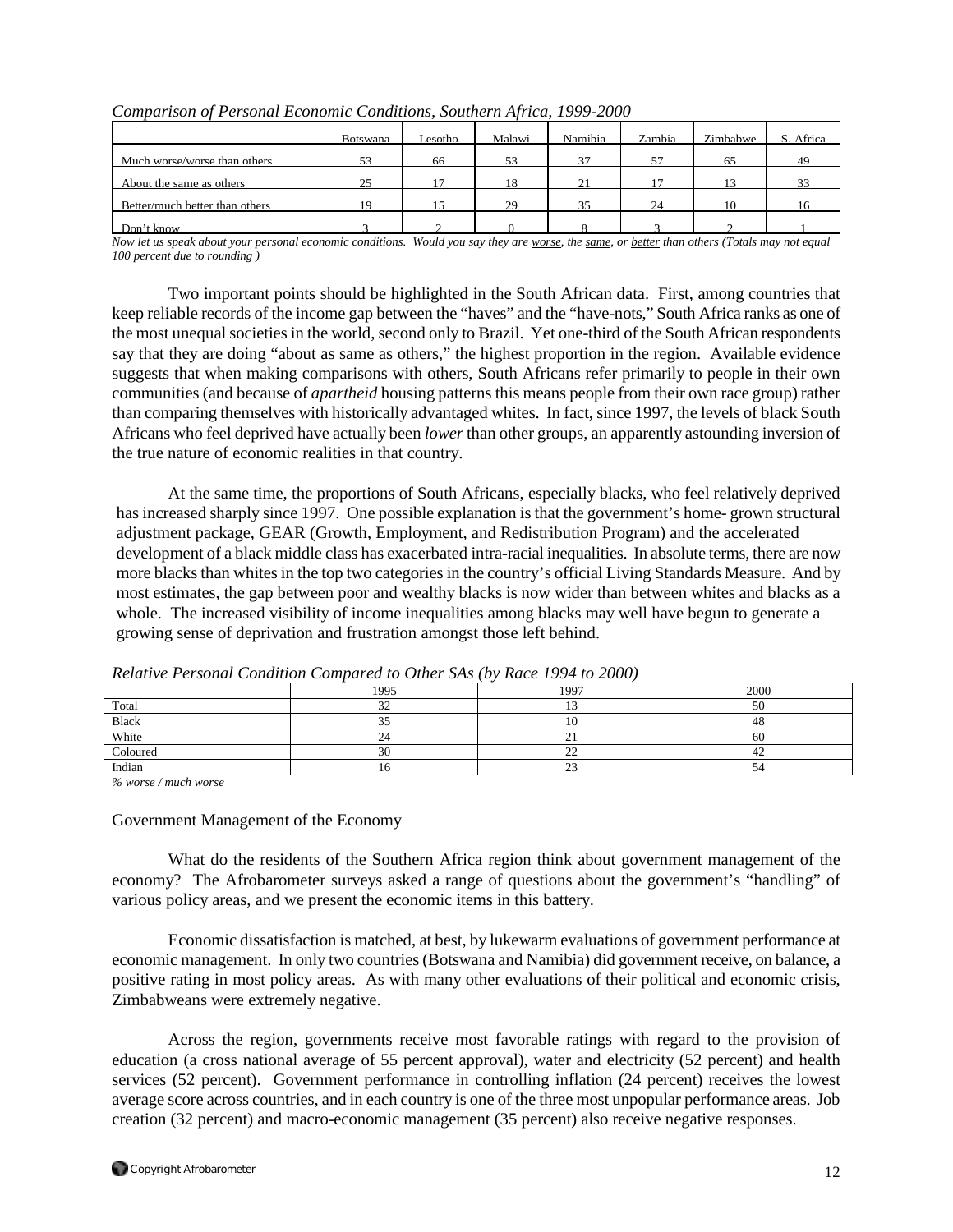*Comparison of Personal Economic Conditions, Southern Africa, 1999-2000*

| | Botswana | Lesotho | Malawi | Namibia | Zambia | Zimbabwe | S. Africa |
|---|---|---|---|---|---|---|---|
| Much worse/worse than others | 53 | 66 | 53 | 37 | 57 | 65 | 49 |
| About the same as others | 25 | 17 | 18 | 21 | 17 | 13 | 33 |
| Better/much better than others | 19 | 15 | 29 | 35 | 24 | 10 | 16 |
| Don't know | 3 | 2 | 0 | 8 | 3 | 2 | 1 |

*Now let us speak about your personal economic conditions. Would you say they are worse, the same, or better than others (Totals may not equal 100 percent due to rounding )*

Two important points should be highlighted in the South African data. First, among countries that keep reliable records of the income gap between the "haves" and the "have-nots," South Africa ranks as one of the most unequal societies in the world, second only to Brazil. Yet one-third of the South African respondents say that they are doing "about as same as others," the highest proportion in the region. Available evidence suggests that when making comparisons with others, South Africans refer primarily to people in their own communities (and because of *apartheid* housing patterns this means people from their own race group) rather than comparing themselves with historically advantaged whites. In fact, since 1997, the levels of black South Africans who feel deprived have actually been *lower* than other groups, an apparently astounding inversion of the true nature of economic realities in that country.

At the same time, the proportions of South Africans, especially blacks, who feel relatively deprived has increased sharply since 1997. One possible explanation is that the government's home- grown structural adjustment package, GEAR (Growth, Employment, and Redistribution Program) and the accelerated development of a black middle class has exacerbated intra-racial inequalities. In absolute terms, there are now more blacks than whites in the top two categories in the country's official Living Standards Measure. And by most estimates, the gap between poor and wealthy blacks is now wider than between whites and blacks as a whole. The increased visibility of income inequalities among blacks may well have begun to generate a growing sense of deprivation and frustration amongst those left behind.

*Relative Personal Condition Compared to Other SAs (by Race 1994 to 2000)*

| | 1995 | 1997 | 2000 |
|---|---|---|---|
| Total | 32 | 13 | 50 |
| Black | 35 | 10 | 48 |
| White | 24 | 21 | 60 |
| Coloured | 30 | 22 | 42 |
| Indian | 16 | 23 | 54 |

*% worse / much worse*

## Government Management of the Economy

What do the residents of the Southern Africa region think about government management of the economy? The Afrobarometer surveys asked a range of questions about the government's "handling" of various policy areas, and we present the economic items in this battery.

Economic dissatisfaction is matched, at best, by lukewarm evaluations of government performance at economic management. In only two countries (Botswana and Namibia) did government receive, on balance, a positive rating in most policy areas. As with many other evaluations of their political and economic crisis, Zimbabweans were extremely negative.

Across the region, governments receive most favorable ratings with regard to the provision of education (a cross national average of 55 percent approval), water and electricity (52 percent) and health services (52 percent). Government performance in controlling inflation (24 percent) receives the lowest average score across countries, and in each country is one of the three most unpopular performance areas. Job creation (32 percent) and macro-economic management (35 percent) also receive negative responses.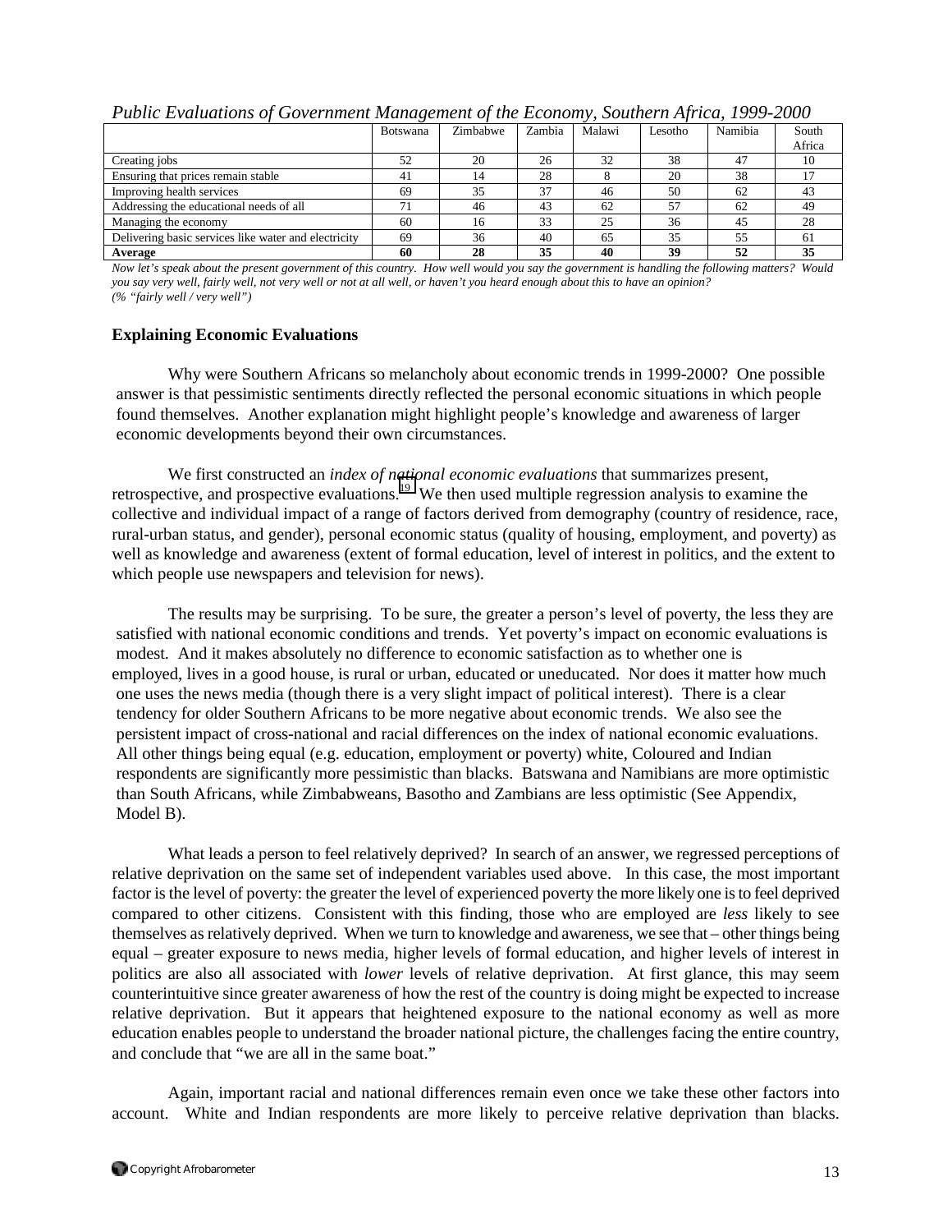*Public Evaluations of Government Management of the Economy, Southern Africa, 1999-2000*

| | Botswana | Zimbabwe | Zambia | Malawi | Lesotho | Namibia | South Africa |
|---|---|---|---|---|---|---|---|
| Creating jobs | 52 | 20 | 26 | 32 | 38 | 47 | 10 |
| Ensuring that prices remain stable | 41 | 14 | 28 | 8 | 20 | 38 | 17 |
| Improving health services | 69 | 35 | 37 | 46 | 50 | 62 | 43 |
| Addressing the educational needs of all | 71 | 46 | 43 | 62 | 57 | 62 | 49 |
| Managing the economy | 60 | 16 | 33 | 25 | 36 | 45 | 28 |
| Delivering basic services like water and electricity | 69 | 36 | 40 | 65 | 35 | 55 | 61 |
| **Average** | **60** | **28** | **35** | **40** | **39** | **52** | **35** |

*Now let's speak about the present government of this country. How well would you say the government is handling the following matters? Would you say very well, fairly well, not very well or not at all well, or haven't you heard enough about this to have an opinion? (% "fairly well / very well")*

### Explaining Economic Evaluations

Why were Southern Africans so melancholy about economic trends in 1999-2000? One possible answer is that pessimistic sentiments directly reflected the personal economic situations in which people found themselves. Another explanation might highlight people's knowledge and awareness of larger economic developments beyond their own circumstances.

We first constructed an *index of national economic evaluations* that summarizes present, retrospective, and prospective evaluations.[19] We then used multiple regression analysis to examine the collective and individual impact of a range of factors derived from demography (country of residence, race, rural-urban status, and gender), personal economic status (quality of housing, employment, and poverty) as well as knowledge and awareness (extent of formal education, level of interest in politics, and the extent to which people use newspapers and television for news).

The results may be surprising. To be sure, the greater a person's level of poverty, the less they are satisfied with national economic conditions and trends. Yet poverty's impact on economic evaluations is modest. And it makes absolutely no difference to economic satisfaction as to whether one is employed, lives in a good house, is rural or urban, educated or uneducated. Nor does it matter how much one uses the news media (though there is a very slight impact of political interest). There is a clear tendency for older Southern Africans to be more negative about economic trends. We also see the persistent impact of cross-national and racial differences on the index of national economic evaluations. All other things being equal (e.g. education, employment or poverty) white, Coloured and Indian respondents are significantly more pessimistic than blacks. Batswana and Namibians are more optimistic than South Africans, while Zimbabweans, Basotho and Zambians are less optimistic (See Appendix, Model B).

What leads a person to feel relatively deprived? In search of an answer, we regressed perceptions of relative deprivation on the same set of independent variables used above. In this case, the most important factor is the level of poverty: the greater the level of experienced poverty the more likely one is to feel deprived compared to other citizens. Consistent with this finding, those who are employed are *less* likely to see themselves as relatively deprived. When we turn to knowledge and awareness, we see that – other things being equal – greater exposure to news media, higher levels of formal education, and higher levels of interest in politics are also all associated with *lower* levels of relative deprivation. At first glance, this may seem counterintuitive since greater awareness of how the rest of the country is doing might be expected to increase relative deprivation. But it appears that heightened exposure to the national economy as well as more education enables people to understand the broader national picture, the challenges facing the entire country, and conclude that "we are all in the same boat."

Again, important racial and national differences remain even once we take these other factors into account. White and Indian respondents are more likely to perceive relative deprivation than blacks.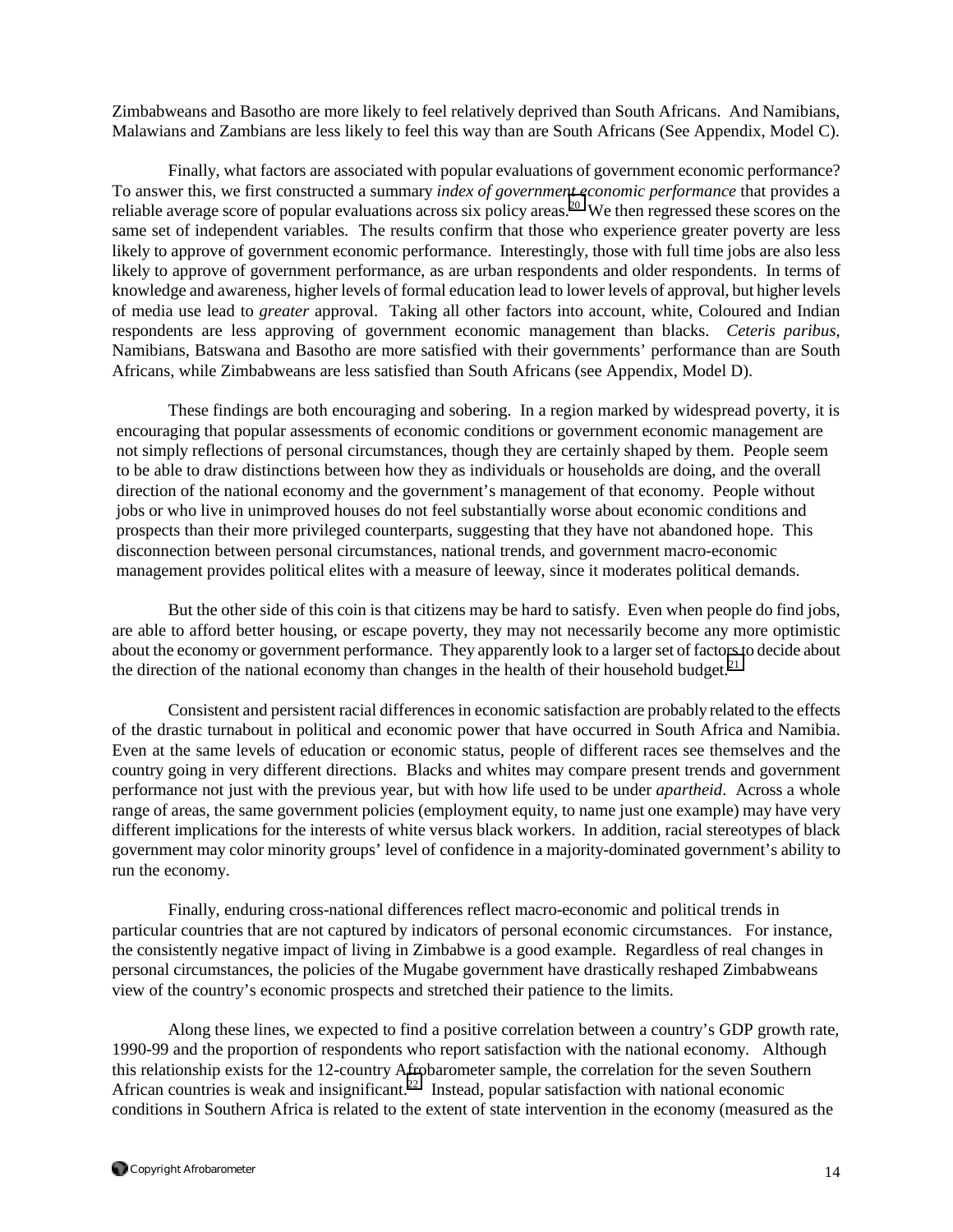Zimbabweans and Basotho are more likely to feel relatively deprived than South Africans. And Namibians, Malawians and Zambians are less likely to feel this way than are South Africans (See Appendix, Model C).

Finally, what factors are associated with popular evaluations of government economic performance? To answer this, we first constructed a summary *index of government economic performance* that provides a reliable average score of popular evaluations across six policy areas.[20] We then regressed these scores on the same set of independent variables. The results confirm that those who experience greater poverty are less likely to approve of government economic performance. Interestingly, those with full time jobs are also less likely to approve of government performance, as are urban respondents and older respondents. In terms of knowledge and awareness, higher levels of formal education lead to lower levels of approval, but higher levels of media use lead to *greater* approval. Taking all other factors into account, white, Coloured and Indian respondents are less approving of government economic management than blacks. *Ceteris paribus*, Namibians, Batswana and Basotho are more satisfied with their governments' performance than are South Africans, while Zimbabweans are less satisfied than South Africans (see Appendix, Model D).

These findings are both encouraging and sobering. In a region marked by widespread poverty, it is encouraging that popular assessments of economic conditions or government economic management are not simply reflections of personal circumstances, though they are certainly shaped by them. People seem to be able to draw distinctions between how they as individuals or households are doing, and the overall direction of the national economy and the government's management of that economy. People without jobs or who live in unimproved houses do not feel substantially worse about economic conditions and prospects than their more privileged counterparts, suggesting that they have not abandoned hope. This disconnection between personal circumstances, national trends, and government macro-economic management provides political elites with a measure of leeway, since it moderates political demands.

But the other side of this coin is that citizens may be hard to satisfy. Even when people do find jobs, are able to afford better housing, or escape poverty, they may not necessarily become any more optimistic about the economy or government performance. They apparently look to a larger set of factors to decide about the direction of the national economy than changes in the health of their household budget.[21]

Consistent and persistent racial differences in economic satisfaction are probably related to the effects of the drastic turnabout in political and economic power that have occurred in South Africa and Namibia. Even at the same levels of education or economic status, people of different races see themselves and the country going in very different directions. Blacks and whites may compare present trends and government performance not just with the previous year, but with how life used to be under *apartheid*. Across a whole range of areas, the same government policies (employment equity, to name just one example) may have very different implications for the interests of white versus black workers. In addition, racial stereotypes of black government may color minority groups' level of confidence in a majority-dominated government's ability to run the economy.

Finally, enduring cross-national differences reflect macro-economic and political trends in particular countries that are not captured by indicators of personal economic circumstances. For instance, the consistently negative impact of living in Zimbabwe is a good example. Regardless of real changes in personal circumstances, the policies of the Mugabe government have drastically reshaped Zimbabweans view of the country's economic prospects and stretched their patience to the limits.

Along these lines, we expected to find a positive correlation between a country's GDP growth rate, 1990-99 and the proportion of respondents who report satisfaction with the national economy. Although this relationship exists for the 12-country Afrobarometer sample, the correlation for the seven Southern African countries is weak and insignificant.[22] Instead, popular satisfaction with national economic conditions in Southern Africa is related to the extent of state intervention in the economy (measured as the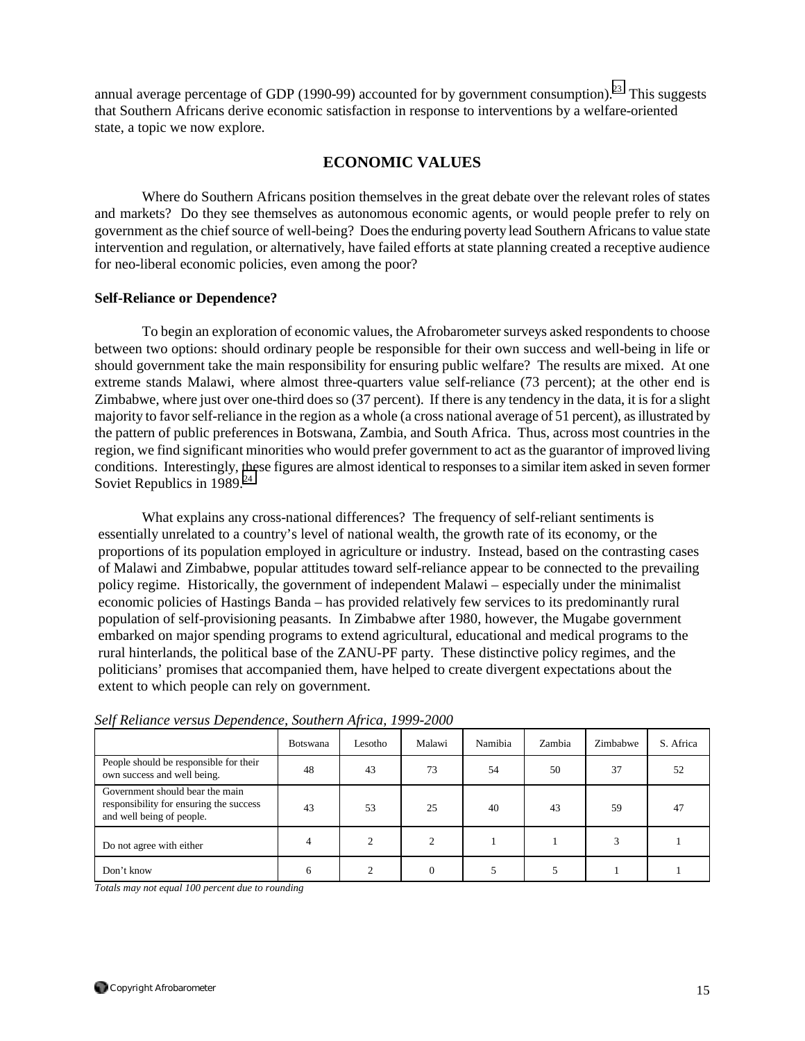annual average percentage of GDP (1990-99) accounted for by government consumption).[23] This suggests that Southern Africans derive economic satisfaction in response to interventions by a welfare-oriented state, a topic we now explore.

## ECONOMIC VALUES

Where do Southern Africans position themselves in the great debate over the relevant roles of states and markets? Do they see themselves as autonomous economic agents, or would people prefer to rely on government as the chief source of well-being? Does the enduring poverty lead Southern Africans to value state intervention and regulation, or alternatively, have failed efforts at state planning created a receptive audience for neo-liberal economic policies, even among the poor?

### Self-Reliance or Dependence?

To begin an exploration of economic values, the Afrobarometer surveys asked respondents to choose between two options: should ordinary people be responsible for their own success and well-being in life or should government take the main responsibility for ensuring public welfare? The results are mixed. At one extreme stands Malawi, where almost three-quarters value self-reliance (73 percent); at the other end is Zimbabwe, where just over one-third does so (37 percent). If there is any tendency in the data, it is for a slight majority to favor self-reliance in the region as a whole (a cross national average of 51 percent), as illustrated by the pattern of public preferences in Botswana, Zambia, and South Africa. Thus, across most countries in the region, we find significant minorities who would prefer government to act as the guarantor of improved living conditions. Interestingly, these figures are almost identical to responses to a similar item asked in seven former Soviet Republics in 1989.[24]

What explains any cross-national differences? The frequency of self-reliant sentiments is essentially unrelated to a country's level of national wealth, the growth rate of its economy, or the proportions of its population employed in agriculture or industry. Instead, based on the contrasting cases of Malawi and Zimbabwe, popular attitudes toward self-reliance appear to be connected to the prevailing policy regime. Historically, the government of independent Malawi – especially under the minimalist economic policies of Hastings Banda – has provided relatively few services to its predominantly rural population of self-provisioning peasants. In Zimbabwe after 1980, however, the Mugabe government embarked on major spending programs to extend agricultural, educational and medical programs to the rural hinterlands, the political base of the ZANU-PF party. These distinctive policy regimes, and the politicians' promises that accompanied them, have helped to create divergent expectations about the extent to which people can rely on government.

*Self Reliance versus Dependence, Southern Africa, 1999-2000*

| | Botswana | Lesotho | Malawi | Namibia | Zambia | Zimbabwe | S. Africa |
|---|---|---|---|---|---|---|---|
| People should be responsible for their own success and well being. | 48 | 43 | 73 | 54 | 50 | 37 | 52 |
| Government should bear the main responsibility for ensuring the success and well being of people. | 43 | 53 | 25 | 40 | 43 | 59 | 47 |
| Do not agree with either | 4 | 2 | 2 | 1 | 1 | 3 | 1 |
| Don't know | 6 | 2 | 0 | 5 | 5 | 1 | 1 |

*Totals may not equal 100 percent due to rounding*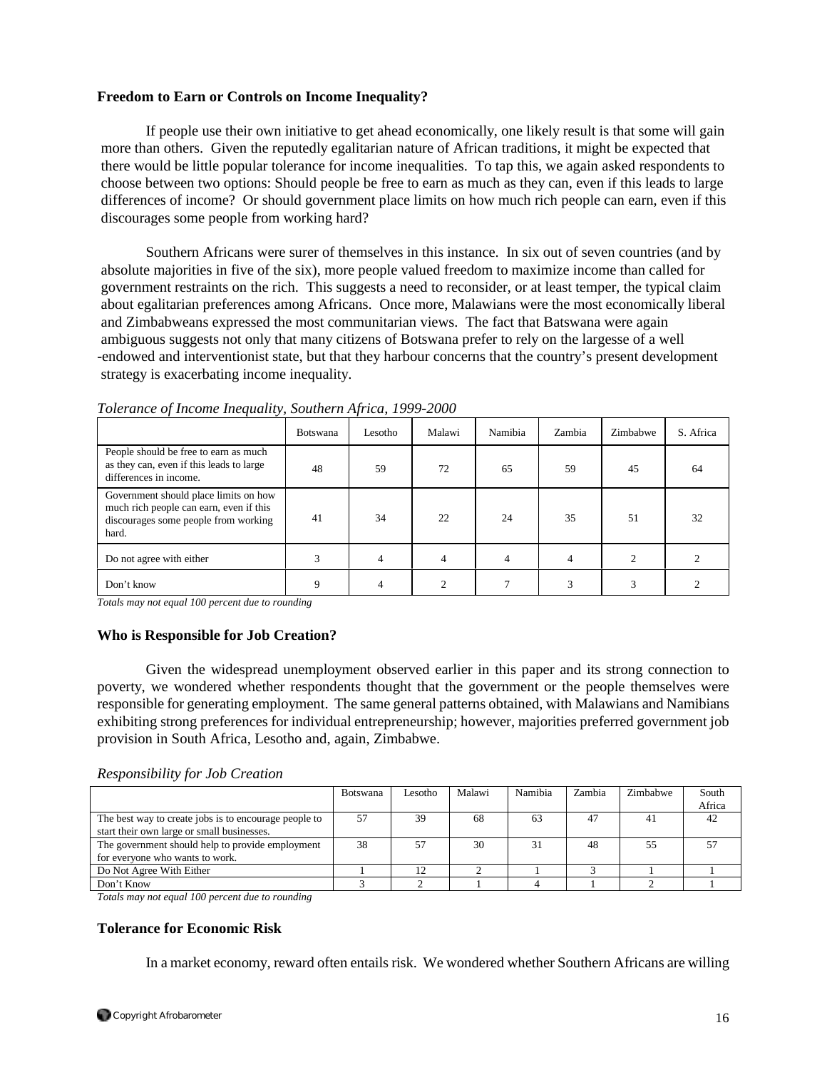**Freedom to Earn or Controls on Income Inequality?**

If people use their own initiative to get ahead economically, one likely result is that some will gain more than others. Given the reputedly egalitarian nature of African traditions, it might be expected that there would be little popular tolerance for income inequalities. To tap this, we again asked respondents to choose between two options: Should people be free to earn as much as they can, even if this leads to large differences of income? Or should government place limits on how much rich people can earn, even if this discourages some people from working hard?

Southern Africans were surer of themselves in this instance. In six out of seven countries (and by absolute majorities in five of the six), more people valued freedom to maximize income than called for government restraints on the rich. This suggests a need to reconsider, or at least temper, the typical claim about egalitarian preferences among Africans. Once more, Malawians were the most economically liberal and Zimbabweans expressed the most communitarian views. The fact that Batswana were again ambiguous suggests not only that many citizens of Botswana prefer to rely on the largesse of a well-endowed and interventionist state, but that they harbour concerns that the country's present development strategy is exacerbating income inequality.

*Tolerance of Income Inequality, Southern Africa, 1999-2000*

| | Botswana | Lesotho | Malawi | Namibia | Zambia | Zimbabwe | S. Africa |
|---|---|---|---|---|---|---|---|
| People should be free to earn as much as they can, even if this leads to large differences in income. | 48 | 59 | 72 | 65 | 59 | 45 | 64 |
| Government should place limits on how much rich people can earn, even if this discourages some people from working hard. | 41 | 34 | 22 | 24 | 35 | 51 | 32 |
| Do not agree with either | 3 | 4 | 4 | 4 | 4 | 2 | 2 |
| Don't know | 9 | 4 | 2 | 7 | 3 | 3 | 2 |

*Totals may not equal 100 percent due to rounding*

**Who is Responsible for Job Creation?**

Given the widespread unemployment observed earlier in this paper and its strong connection to poverty, we wondered whether respondents thought that the government or the people themselves were responsible for generating employment. The same general patterns obtained, with Malawians and Namibians exhibiting strong preferences for individual entrepreneurship; however, majorities preferred government job provision in South Africa, Lesotho and, again, Zimbabwe.

*Responsibility for Job Creation*

| | Botswana | Lesotho | Malawi | Namibia | Zambia | Zimbabwe | South Africa |
|---|---|---|---|---|---|---|---|
| The best way to create jobs is to encourage people to start their own large or small businesses. | 57 | 39 | 68 | 63 | 47 | 41 | 42 |
| The government should help to provide employment for everyone who wants to work. | 38 | 57 | 30 | 31 | 48 | 55 | 57 |
| Do Not Agree With Either | 1 | 12 | 2 | 1 | 3 | 1 | 1 |
| Don't Know | 3 | 2 | 1 | 4 | 1 | 2 | 1 |

*Totals may not equal 100 percent due to rounding*

**Tolerance for Economic Risk**

In a market economy, reward often entails risk. We wondered whether Southern Africans are willing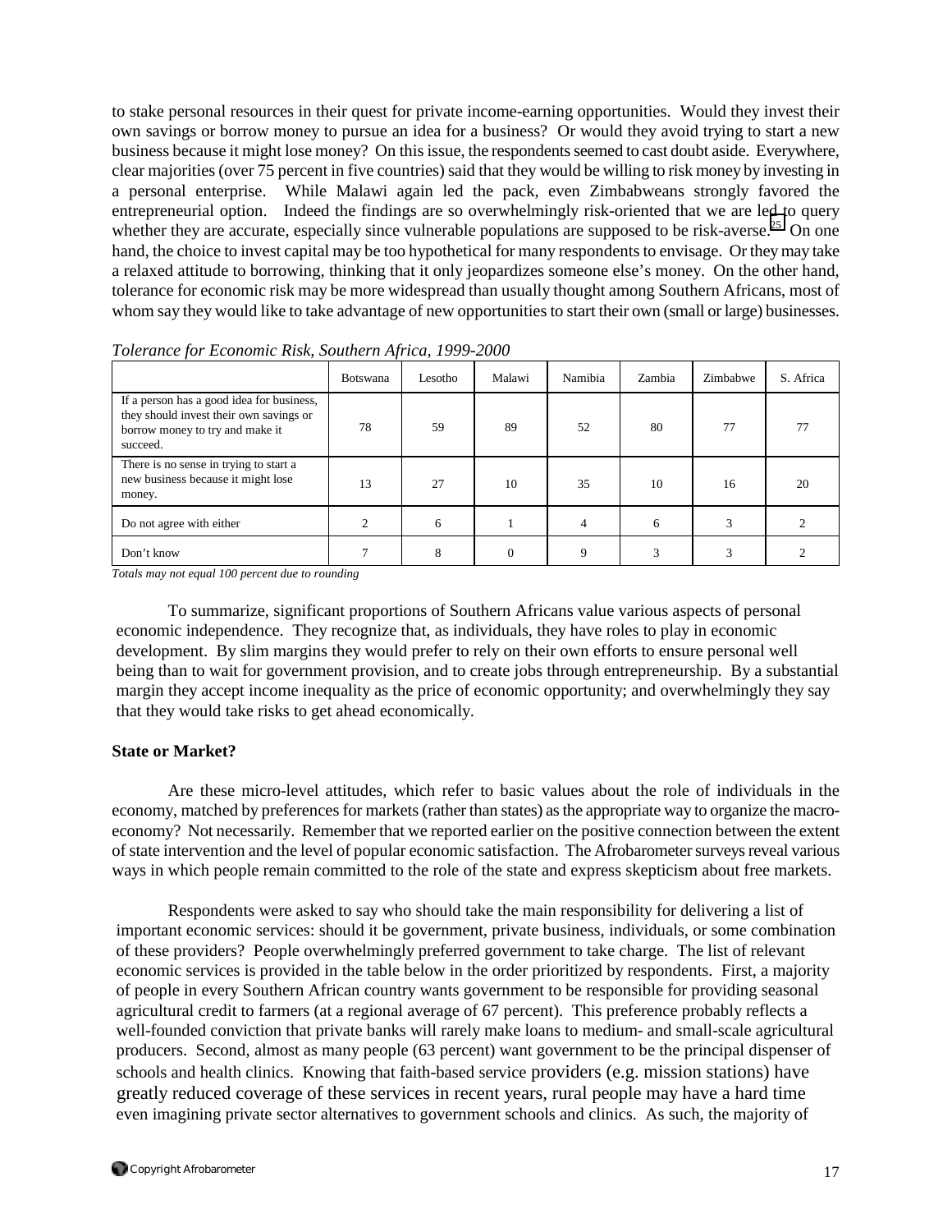to stake personal resources in their quest for private income-earning opportunities. Would they invest their own savings or borrow money to pursue an idea for a business? Or would they avoid trying to start a new business because it might lose money? On this issue, the respondents seemed to cast doubt aside. Everywhere, clear majorities (over 75 percent in five countries) said that they would be willing to risk money by investing in a personal enterprise. While Malawi again led the pack, even Zimbabweans strongly favored the entrepreneurial option. Indeed the findings are so overwhelmingly risk-oriented that we are led to query whether they are accurate, especially since vulnerable populations are supposed to be risk-averse.[25] On one hand, the choice to invest capital may be too hypothetical for many respondents to envisage. Or they may take a relaxed attitude to borrowing, thinking that it only jeopardizes someone else's money. On the other hand, tolerance for economic risk may be more widespread than usually thought among Southern Africans, most of whom say they would like to take advantage of new opportunities to start their own (small or large) businesses.

*Tolerance for Economic Risk, Southern Africa, 1999-2000*

| | Botswana | Lesotho | Malawi | Namibia | Zambia | Zimbabwe | S. Africa |
|---|---|---|---|---|---|---|---|
| If a person has a good idea for business, they should invest their own savings or borrow money to try and make it succeed. | 78 | 59 | 89 | 52 | 80 | 77 | 77 |
| There is no sense in trying to start a new business because it might lose money. | 13 | 27 | 10 | 35 | 10 | 16 | 20 |
| Do not agree with either | 2 | 6 | 1 | 4 | 6 | 3 | 2 |
| Don't know | 7 | 8 | 0 | 9 | 3 | 3 | 2 |

*Totals may not equal 100 percent due to rounding*

To summarize, significant proportions of Southern Africans value various aspects of personal economic independence. They recognize that, as individuals, they have roles to play in economic development. By slim margins they would prefer to rely on their own efforts to ensure personal well being than to wait for government provision, and to create jobs through entrepreneurship. By a substantial margin they accept income inequality as the price of economic opportunity; and overwhelmingly they say that they would take risks to get ahead economically.

**State or Market?**

Are these micro-level attitudes, which refer to basic values about the role of individuals in the economy, matched by preferences for markets (rather than states) as the appropriate way to organize the macro-economy? Not necessarily. Remember that we reported earlier on the positive connection between the extent of state intervention and the level of popular economic satisfaction. The Afrobarometer surveys reveal various ways in which people remain committed to the role of the state and express skepticism about free markets.

Respondents were asked to say who should take the main responsibility for delivering a list of important economic services: should it be government, private business, individuals, or some combination of these providers? People overwhelmingly preferred government to take charge. The list of relevant economic services is provided in the table below in the order prioritized by respondents. First, a majority of people in every Southern African country wants government to be responsible for providing seasonal agricultural credit to farmers (at a regional average of 67 percent). This preference probably reflects a well-founded conviction that private banks will rarely make loans to medium- and small-scale agricultural producers. Second, almost as many people (63 percent) want government to be the principal dispenser of schools and health clinics. Knowing that faith-based service providers (e.g. mission stations) have greatly reduced coverage of these services in recent years, rural people may have a hard time even imagining private sector alternatives to government schools and clinics. As such, the majority of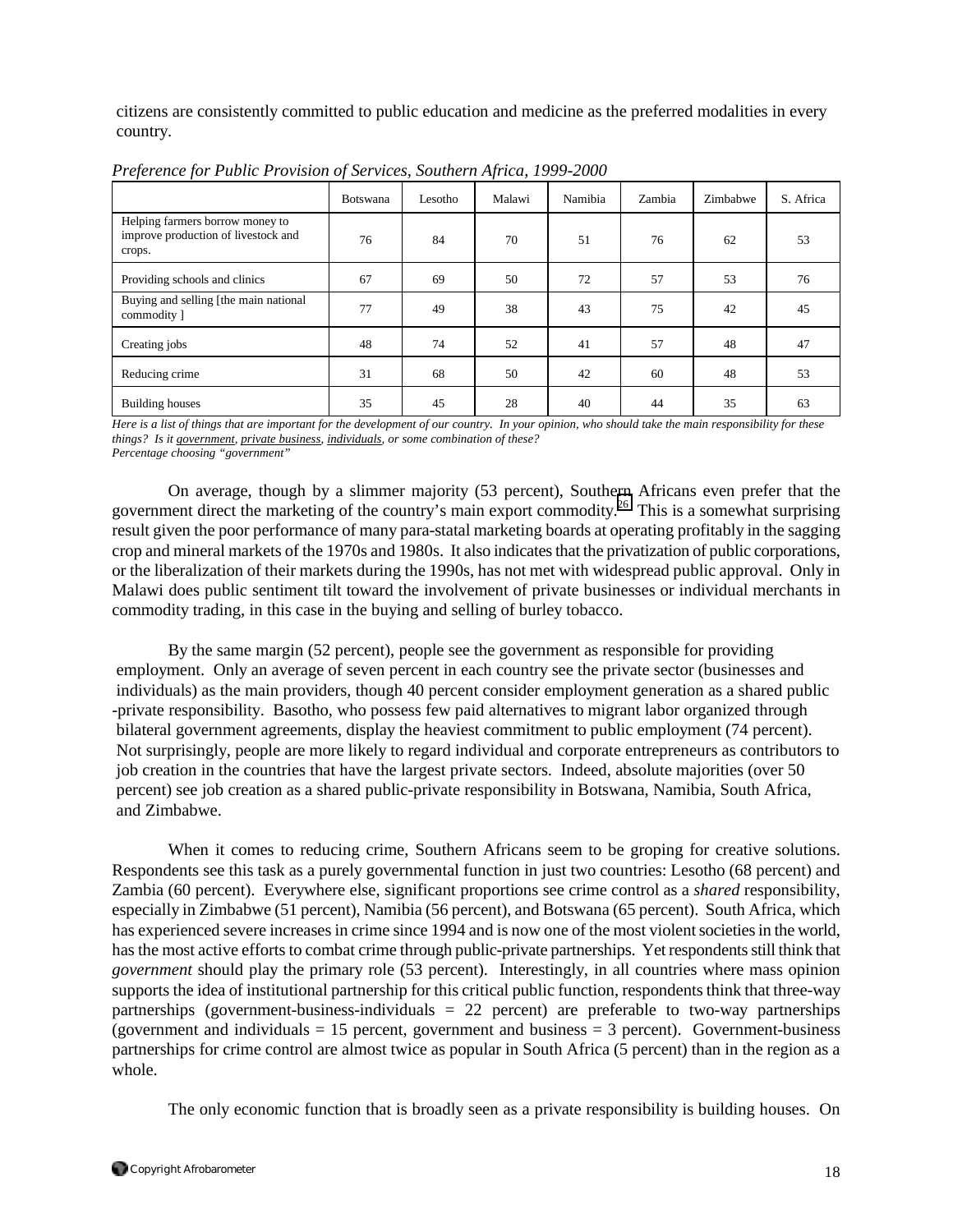citizens are consistently committed to public education and medicine as the preferred modalities in every country.

*Preference for Public Provision of Services, Southern Africa, 1999-2000*

| | Botswana | Lesotho | Malawi | Namibia | Zambia | Zimbabwe | S. Africa |
|---|---|---|---|---|---|---|---|
| Helping farmers borrow money to improve production of livestock and crops. | 76 | 84 | 70 | 51 | 76 | 62 | 53 |
| Providing schools and clinics | 67 | 69 | 50 | 72 | 57 | 53 | 76 |
| Buying and selling [the main national commodity ] | 77 | 49 | 38 | 43 | 75 | 42 | 45 |
| Creating jobs | 48 | 74 | 52 | 41 | 57 | 48 | 47 |
| Reducing crime | 31 | 68 | 50 | 42 | 60 | 48 | 53 |
| Building houses | 35 | 45 | 28 | 40 | 44 | 35 | 63 |

*Here is a list of things that are important for the development of our country. In your opinion, who should take the main responsibility for these things? Is it government, private business, individuals, or some combination of these?*
*Percentage choosing "government"*

On average, though by a slimmer majority (53 percent), Southern Africans even prefer that the government direct the marketing of the country's main export commodity.[26] This is a somewhat surprising result given the poor performance of many para-statal marketing boards at operating profitably in the sagging crop and mineral markets of the 1970s and 1980s. It also indicates that the privatization of public corporations, or the liberalization of their markets during the 1990s, has not met with widespread public approval. Only in Malawi does public sentiment tilt toward the involvement of private businesses or individual merchants in commodity trading, in this case in the buying and selling of burley tobacco.

By the same margin (52 percent), people see the government as responsible for providing employment. Only an average of seven percent in each country see the private sector (businesses and individuals) as the main providers, though 40 percent consider employment generation as a shared public-private responsibility. Basotho, who possess few paid alternatives to migrant labor organized through bilateral government agreements, display the heaviest commitment to public employment (74 percent). Not surprisingly, people are more likely to regard individual and corporate entrepreneurs as contributors to job creation in the countries that have the largest private sectors. Indeed, absolute majorities (over 50 percent) see job creation as a shared public-private responsibility in Botswana, Namibia, South Africa, and Zimbabwe.

When it comes to reducing crime, Southern Africans seem to be groping for creative solutions. Respondents see this task as a purely governmental function in just two countries: Lesotho (68 percent) and Zambia (60 percent). Everywhere else, significant proportions see crime control as a *shared* responsibility, especially in Zimbabwe (51 percent), Namibia (56 percent), and Botswana (65 percent). South Africa, which has experienced severe increases in crime since 1994 and is now one of the most violent societies in the world, has the most active efforts to combat crime through public-private partnerships. Yet respondents still think that *government* should play the primary role (53 percent). Interestingly, in all countries where mass opinion supports the idea of institutional partnership for this critical public function, respondents think that three-way partnerships (government-business-individuals = 22 percent) are preferable to two-way partnerships (government and individuals = 15 percent, government and business = 3 percent). Government-business partnerships for crime control are almost twice as popular in South Africa (5 percent) than in the region as a whole.

The only economic function that is broadly seen as a private responsibility is building houses. On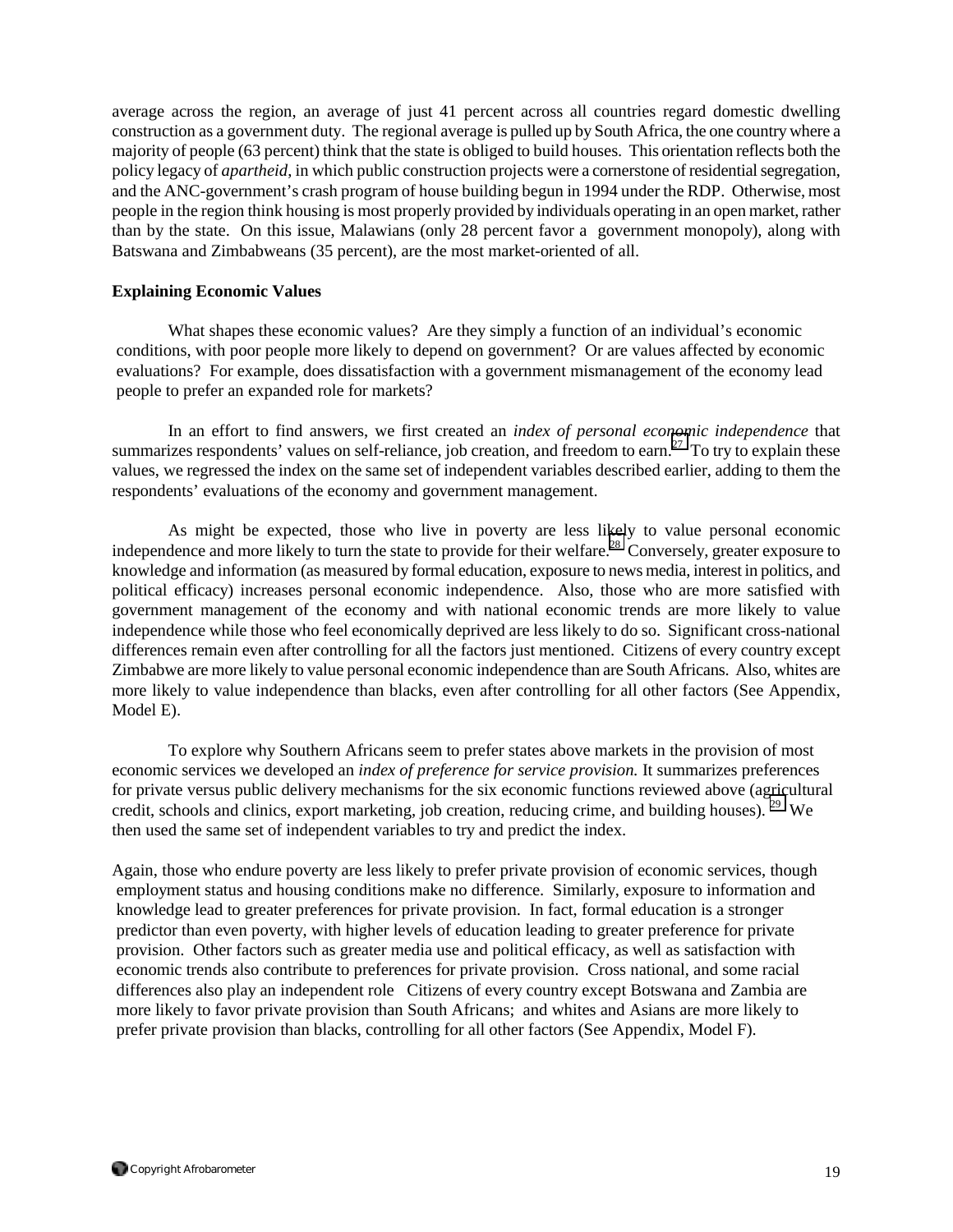average across the region, an average of just 41 percent across all countries regard domestic dwelling construction as a government duty. The regional average is pulled up by South Africa, the one country where a majority of people (63 percent) think that the state is obliged to build houses. This orientation reflects both the policy legacy of *apartheid*, in which public construction projects were a cornerstone of residential segregation, and the ANC-government's crash program of house building begun in 1994 under the RDP. Otherwise, most people in the region think housing is most properly provided by individuals operating in an open market, rather than by the state. On this issue, Malawians (only 28 percent favor a government monopoly), along with Batswana and Zimbabweans (35 percent), are the most market-oriented of all.

**Explaining Economic Values**

What shapes these economic values? Are they simply a function of an individual's economic conditions, with poor people more likely to depend on government? Or are values affected by economic evaluations? For example, does dissatisfaction with a government mismanagement of the economy lead people to prefer an expanded role for markets?

In an effort to find answers, we first created an *index of personal economic independence* that summarizes respondents' values on self-reliance, job creation, and freedom to earn.[27] To try to explain these values, we regressed the index on the same set of independent variables described earlier, adding to them the respondents' evaluations of the economy and government management.

As might be expected, those who live in poverty are less likely to value personal economic independence and more likely to turn the state to provide for their welfare.[28] Conversely, greater exposure to knowledge and information (as measured by formal education, exposure to news media, interest in politics, and political efficacy) increases personal economic independence. Also, those who are more satisfied with government management of the economy and with national economic trends are more likely to value independence while those who feel economically deprived are less likely to do so. Significant cross-national differences remain even after controlling for all the factors just mentioned. Citizens of every country except Zimbabwe are more likely to value personal economic independence than are South Africans. Also, whites are more likely to value independence than blacks, even after controlling for all other factors (See Appendix, Model E).

To explore why Southern Africans seem to prefer states above markets in the provision of most economic services we developed an *index of preference for service provision.* It summarizes preferences for private versus public delivery mechanisms for the six economic functions reviewed above (agricultural credit, schools and clinics, export marketing, job creation, reducing crime, and building houses).[29] We then used the same set of independent variables to try and predict the index.

Again, those who endure poverty are less likely to prefer private provision of economic services, though employment status and housing conditions make no difference. Similarly, exposure to information and knowledge lead to greater preferences for private provision. In fact, formal education is a stronger predictor than even poverty, with higher levels of education leading to greater preference for private provision. Other factors such as greater media use and political efficacy, as well as satisfaction with economic trends also contribute to preferences for private provision. Cross national, and some racial differences also play an independent role Citizens of every country except Botswana and Zambia are more likely to favor private provision than South Africans; and whites and Asians are more likely to prefer private provision than blacks, controlling for all other factors (See Appendix, Model F).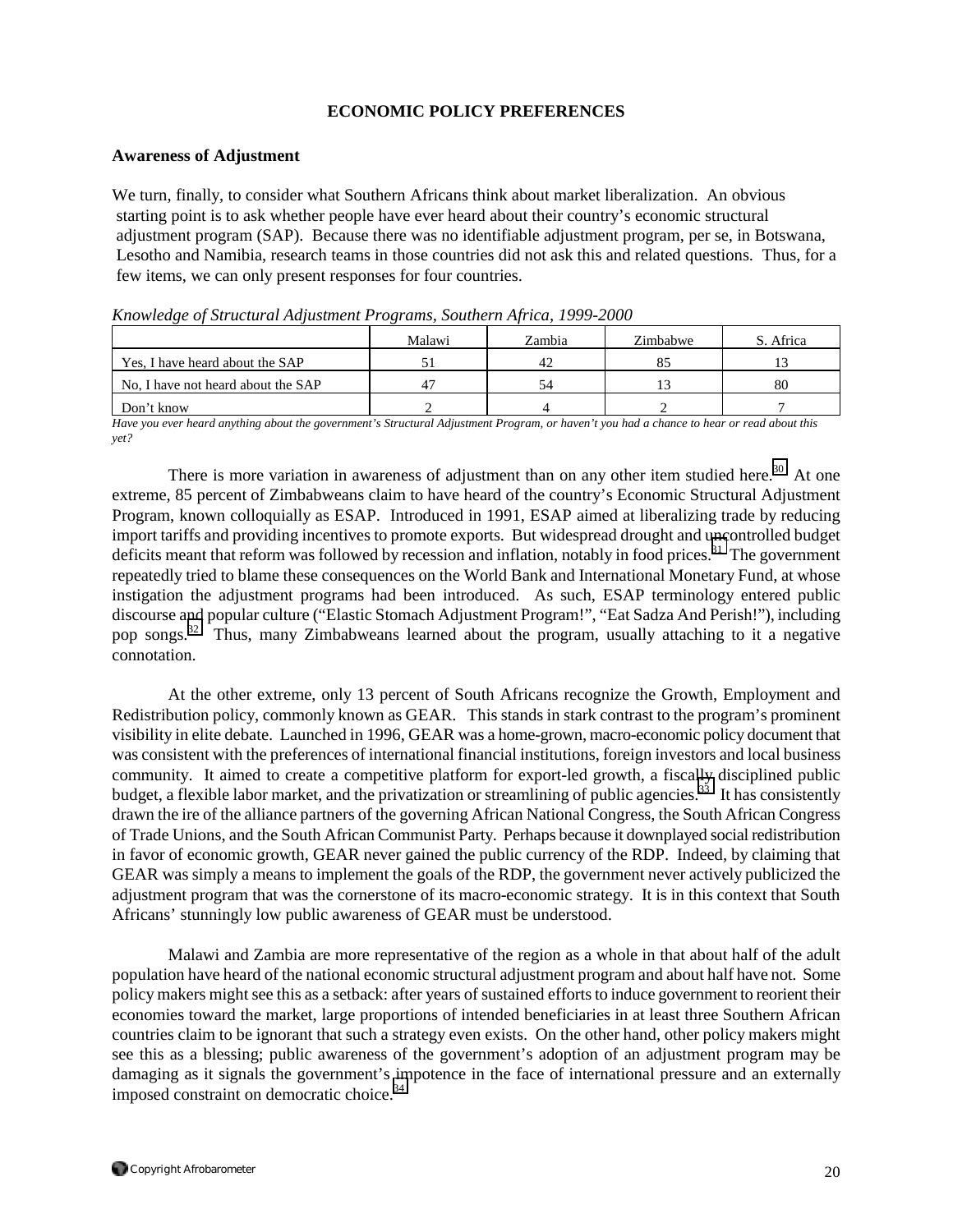## ECONOMIC POLICY PREFERENCES

### Awareness of Adjustment

We turn, finally, to consider what Southern Africans think about market liberalization. An obvious starting point is to ask whether people have ever heard about their country's economic structural adjustment program (SAP). Because there was no identifiable adjustment program, per se, in Botswana, Lesotho and Namibia, research teams in those countries did not ask this and related questions. Thus, for a few items, we can only present responses for four countries.

*Knowledge of Structural Adjustment Programs, Southern Africa, 1999-2000*

| | Malawi | Zambia | Zimbabwe | S. Africa |
|---|---|---|---|---|
| Yes, I have heard about the SAP | 51 | 42 | 85 | 13 |
| No, I have not heard about the SAP | 47 | 54 | 13 | 80 |
| Don't know | 2 | 4 | 2 | 7 |

*Have you ever heard anything about the government's Structural Adjustment Program, or haven't you had a chance to hear or read about this yet?*

There is more variation in awareness of adjustment than on any other item studied here.[30] At one extreme, 85 percent of Zimbabweans claim to have heard of the country's Economic Structural Adjustment Program, known colloquially as ESAP. Introduced in 1991, ESAP aimed at liberalizing trade by reducing import tariffs and providing incentives to promote exports. But widespread drought and uncontrolled budget deficits meant that reform was followed by recession and inflation, notably in food prices.[31] The government repeatedly tried to blame these consequences on the World Bank and International Monetary Fund, at whose instigation the adjustment programs had been introduced. As such, ESAP terminology entered public discourse and popular culture ("Elastic Stomach Adjustment Program!", "Eat Sadza And Perish!"), including pop songs.[32] Thus, many Zimbabweans learned about the program, usually attaching to it a negative connotation.

At the other extreme, only 13 percent of South Africans recognize the Growth, Employment and Redistribution policy, commonly known as GEAR. This stands in stark contrast to the program's prominent visibility in elite debate. Launched in 1996, GEAR was a home-grown, macro-economic policy document that was consistent with the preferences of international financial institutions, foreign investors and local business community. It aimed to create a competitive platform for export-led growth, a fiscally disciplined public budget, a flexible labor market, and the privatization or streamlining of public agencies.[33] It has consistently drawn the ire of the alliance partners of the governing African National Congress, the South African Congress of Trade Unions, and the South African Communist Party. Perhaps because it downplayed social redistribution in favor of economic growth, GEAR never gained the public currency of the RDP. Indeed, by claiming that GEAR was simply a means to implement the goals of the RDP, the government never actively publicized the adjustment program that was the cornerstone of its macro-economic strategy. It is in this context that South Africans' stunningly low public awareness of GEAR must be understood.

Malawi and Zambia are more representative of the region as a whole in that about half of the adult population have heard of the national economic structural adjustment program and about half have not. Some policy makers might see this as a setback: after years of sustained efforts to induce government to reorient their economies toward the market, large proportions of intended beneficiaries in at least three Southern African countries claim to be ignorant that such a strategy even exists. On the other hand, other policy makers might see this as a blessing; public awareness of the government's adoption of an adjustment program may be damaging as it signals the government's impotence in the face of international pressure and an externally imposed constraint on democratic choice.[34]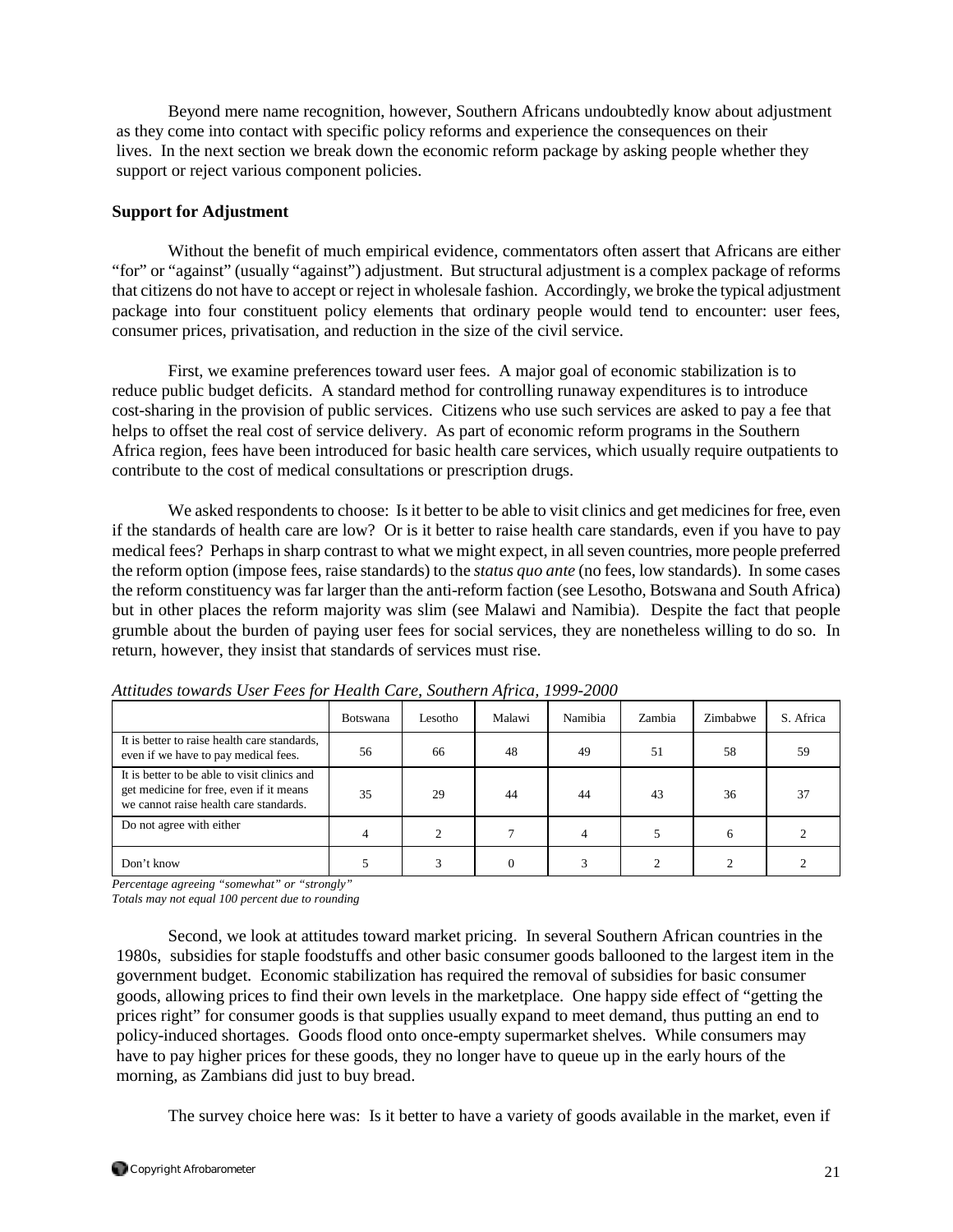Beyond mere name recognition, however, Southern Africans undoubtedly know about adjustment as they come into contact with specific policy reforms and experience the consequences on their lives. In the next section we break down the economic reform package by asking people whether they support or reject various component policies.

**Support for Adjustment**

Without the benefit of much empirical evidence, commentators often assert that Africans are either "for" or "against" (usually "against") adjustment. But structural adjustment is a complex package of reforms that citizens do not have to accept or reject in wholesale fashion. Accordingly, we broke the typical adjustment package into four constituent policy elements that ordinary people would tend to encounter: user fees, consumer prices, privatisation, and reduction in the size of the civil service.

First, we examine preferences toward user fees. A major goal of economic stabilization is to reduce public budget deficits. A standard method for controlling runaway expenditures is to introduce cost-sharing in the provision of public services. Citizens who use such services are asked to pay a fee that helps to offset the real cost of service delivery. As part of economic reform programs in the Southern Africa region, fees have been introduced for basic health care services, which usually require outpatients to contribute to the cost of medical consultations or prescription drugs.

We asked respondents to choose: Is it better to be able to visit clinics and get medicines for free, even if the standards of health care are low? Or is it better to raise health care standards, even if you have to pay medical fees? Perhaps in sharp contrast to what we might expect, in all seven countries, more people preferred the reform option (impose fees, raise standards) to the *status quo ante* (no fees, low standards). In some cases the reform constituency was far larger than the anti-reform faction (see Lesotho, Botswana and South Africa) but in other places the reform majority was slim (see Malawi and Namibia). Despite the fact that people grumble about the burden of paying user fees for social services, they are nonetheless willing to do so. In return, however, they insist that standards of services must rise.

*Attitudes towards User Fees for Health Care, Southern Africa, 1999-2000*

| | Botswana | Lesotho | Malawi | Namibia | Zambia | Zimbabwe | S. Africa |
|---|---|---|---|---|---|---|---|
| It is better to raise health care standards, even if we have to pay medical fees. | 56 | 66 | 48 | 49 | 51 | 58 | 59 |
| It is better to be able to visit clinics and get medicine for free, even if it means we cannot raise health care standards. | 35 | 29 | 44 | 44 | 43 | 36 | 37 |
| Do not agree with either | 4 | 2 | 7 | 4 | 5 | 6 | 2 |
| Don't know | 5 | 3 | 0 | 3 | 2 | 2 | 2 |

*Percentage agreeing "somewhat" or "strongly"*
*Totals may not equal 100 percent due to rounding*

Second, we look at attitudes toward market pricing. In several Southern African countries in the 1980s, subsidies for staple foodstuffs and other basic consumer goods ballooned to the largest item in the government budget. Economic stabilization has required the removal of subsidies for basic consumer goods, allowing prices to find their own levels in the marketplace. One happy side effect of "getting the prices right" for consumer goods is that supplies usually expand to meet demand, thus putting an end to policy-induced shortages. Goods flood onto once-empty supermarket shelves. While consumers may have to pay higher prices for these goods, they no longer have to queue up in the early hours of the morning, as Zambians did just to buy bread.

The survey choice here was: Is it better to have a variety of goods available in the market, even if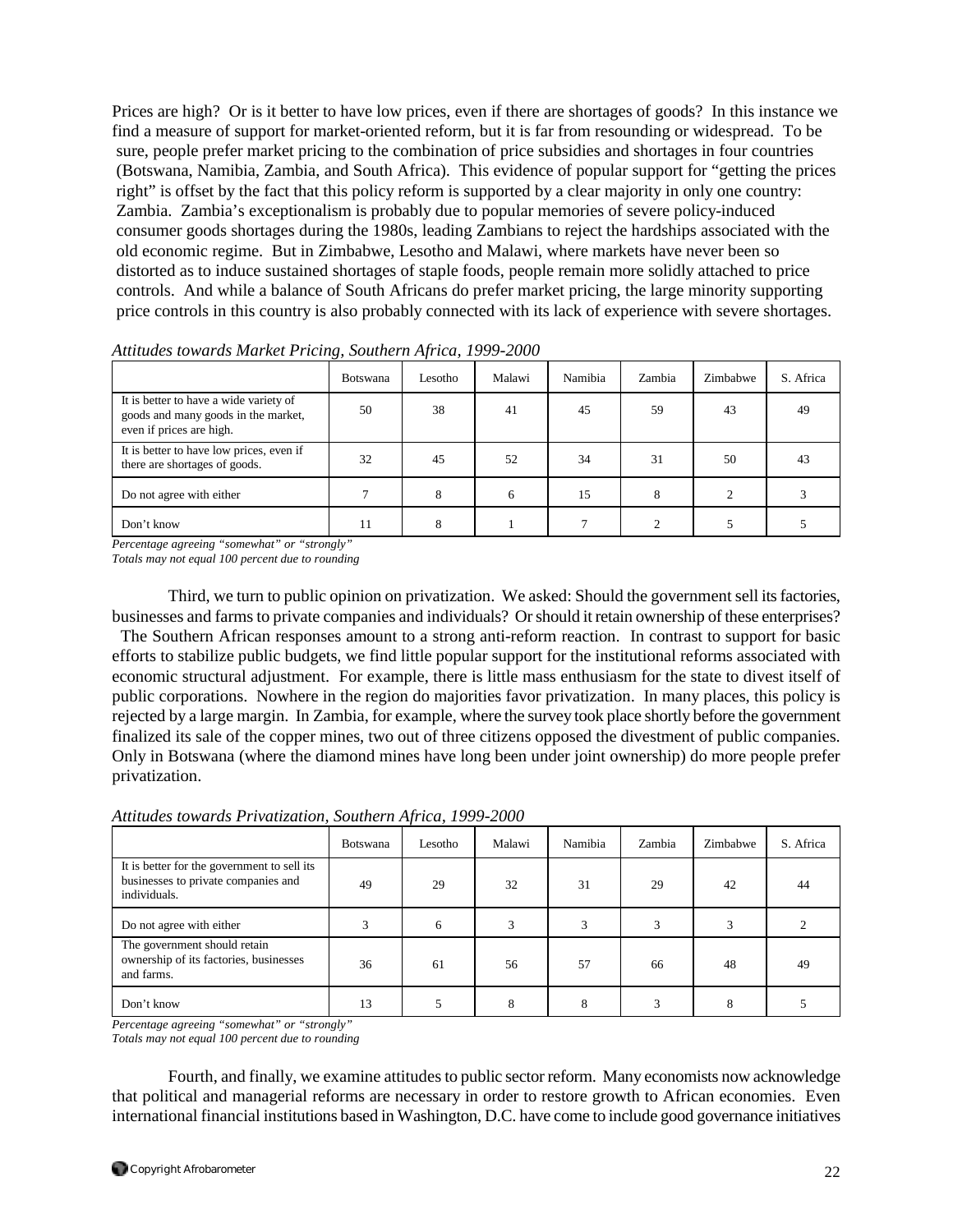Prices are high? Or is it better to have low prices, even if there are shortages of goods? In this instance we find a measure of support for market-oriented reform, but it is far from resounding or widespread. To be sure, people prefer market pricing to the combination of price subsidies and shortages in four countries (Botswana, Namibia, Zambia, and South Africa). This evidence of popular support for "getting the prices right" is offset by the fact that this policy reform is supported by a clear majority in only one country: Zambia. Zambia's exceptionalism is probably due to popular memories of severe policy-induced consumer goods shortages during the 1980s, leading Zambians to reject the hardships associated with the old economic regime. But in Zimbabwe, Lesotho and Malawi, where markets have never been so distorted as to induce sustained shortages of staple foods, people remain more solidly attached to price controls. And while a balance of South Africans do prefer market pricing, the large minority supporting price controls in this country is also probably connected with its lack of experience with severe shortages.

*Attitudes towards Market Pricing, Southern Africa, 1999-2000*

| | Botswana | Lesotho | Malawi | Namibia | Zambia | Zimbabwe | S. Africa |
|---|---|---|---|---|---|---|---|
| It is better to have a wide variety of goods and many goods in the market, even if prices are high. | 50 | 38 | 41 | 45 | 59 | 43 | 49 |
| It is better to have low prices, even if there are shortages of goods. | 32 | 45 | 52 | 34 | 31 | 50 | 43 |
| Do not agree with either | 7 | 8 | 6 | 15 | 8 | 2 | 3 |
| Don't know | 11 | 8 | 1 | 7 | 2 | 5 | 5 |

*Percentage agreeing "somewhat" or "strongly"*
*Totals may not equal 100 percent due to rounding*

Third, we turn to public opinion on privatization. We asked: Should the government sell its factories, businesses and farms to private companies and individuals? Or should it retain ownership of these enterprises? The Southern African responses amount to a strong anti-reform reaction. In contrast to support for basic efforts to stabilize public budgets, we find little popular support for the institutional reforms associated with economic structural adjustment. For example, there is little mass enthusiasm for the state to divest itself of public corporations. Nowhere in the region do majorities favor privatization. In many places, this policy is rejected by a large margin. In Zambia, for example, where the survey took place shortly before the government finalized its sale of the copper mines, two out of three citizens opposed the divestment of public companies. Only in Botswana (where the diamond mines have long been under joint ownership) do more people prefer privatization.

*Attitudes towards Privatization, Southern Africa, 1999-2000*

| | Botswana | Lesotho | Malawi | Namibia | Zambia | Zimbabwe | S. Africa |
|---|---|---|---|---|---|---|---|
| It is better for the government to sell its businesses to private companies and individuals. | 49 | 29 | 32 | 31 | 29 | 42 | 44 |
| Do not agree with either | 3 | 6 | 3 | 3 | 3 | 3 | 2 |
| The government should retain ownership of its factories, businesses and farms. | 36 | 61 | 56 | 57 | 66 | 48 | 49 |
| Don't know | 13 | 5 | 8 | 8 | 3 | 8 | 5 |

*Percentage agreeing "somewhat" or "strongly"*
*Totals may not equal 100 percent due to rounding*

Fourth, and finally, we examine attitudes to public sector reform. Many economists now acknowledge that political and managerial reforms are necessary in order to restore growth to African economies. Even international financial institutions based in Washington, D.C. have come to include good governance initiatives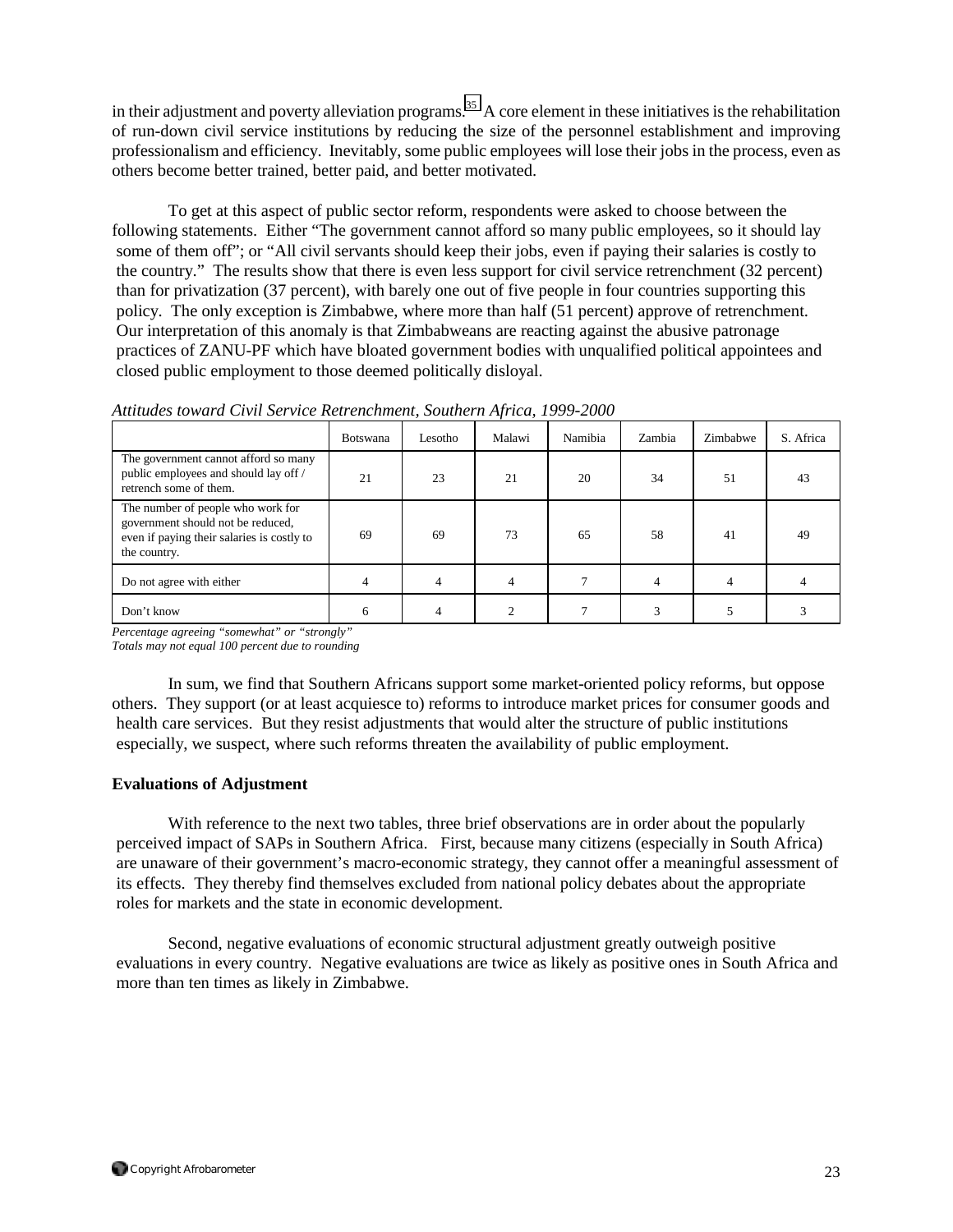in their adjustment and poverty alleviation programs.[35] A core element in these initiatives is the rehabilitation of run-down civil service institutions by reducing the size of the personnel establishment and improving professionalism and efficiency. Inevitably, some public employees will lose their jobs in the process, even as others become better trained, better paid, and better motivated.

To get at this aspect of public sector reform, respondents were asked to choose between the following statements. Either "The government cannot afford so many public employees, so it should lay some of them off"; or "All civil servants should keep their jobs, even if paying their salaries is costly to the country." The results show that there is even less support for civil service retrenchment (32 percent) than for privatization (37 percent), with barely one out of five people in four countries supporting this policy. The only exception is Zimbabwe, where more than half (51 percent) approve of retrenchment. Our interpretation of this anomaly is that Zimbabweans are reacting against the abusive patronage practices of ZANU-PF which have bloated government bodies with unqualified political appointees and closed public employment to those deemed politically disloyal.

*Attitudes toward Civil Service Retrenchment, Southern Africa, 1999-2000*

| | Botswana | Lesotho | Malawi | Namibia | Zambia | Zimbabwe | S. Africa |
|---|---|---|---|---|---|---|---|
| The government cannot afford so many public employees and should lay off / retrench some of them. | 21 | 23 | 21 | 20 | 34 | 51 | 43 |
| The number of people who work for government should not be reduced, even if paying their salaries is costly to the country. | 69 | 69 | 73 | 65 | 58 | 41 | 49 |
| Do not agree with either | 4 | 4 | 4 | 7 | 4 | 4 | 4 |
| Don't know | 6 | 4 | 2 | 7 | 3 | 5 | 3 |

*Percentage agreeing "somewhat" or "strongly"*
*Totals may not equal 100 percent due to rounding*

In sum, we find that Southern Africans support some market-oriented policy reforms, but oppose others. They support (or at least acquiesce to) reforms to introduce market prices for consumer goods and health care services. But they resist adjustments that would alter the structure of public institutions especially, we suspect, where such reforms threaten the availability of public employment.

**Evaluations of Adjustment**

With reference to the next two tables, three brief observations are in order about the popularly perceived impact of SAPs in Southern Africa. First, because many citizens (especially in South Africa) are unaware of their government's macro-economic strategy, they cannot offer a meaningful assessment of its effects. They thereby find themselves excluded from national policy debates about the appropriate roles for markets and the state in economic development.

Second, negative evaluations of economic structural adjustment greatly outweigh positive evaluations in every country. Negative evaluations are twice as likely as positive ones in South Africa and more than ten times as likely in Zimbabwe.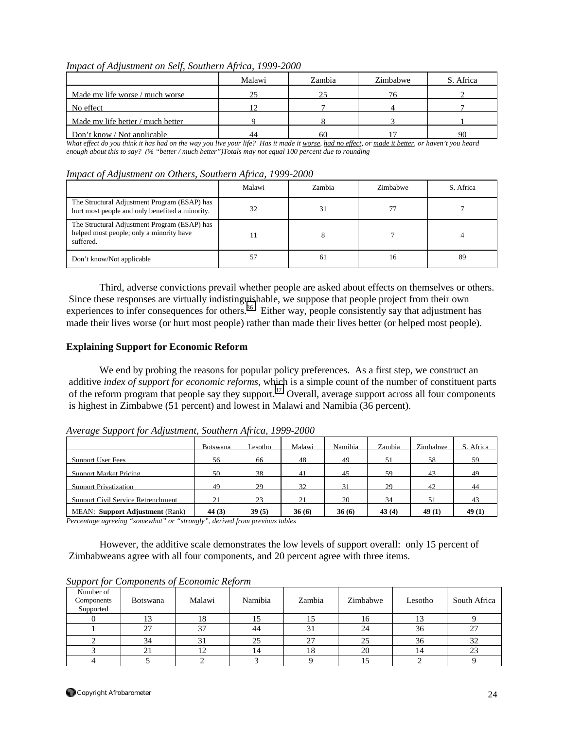*Impact of Adjustment on Self, Southern Africa, 1999-2000*

| | Malawi | Zambia | Zimbabwe | S. Africa |
|---|---|---|---|---|
| Made my life worse / much worse | 25 | 25 | 76 | 2 |
| No effect | 12 | 7 | 4 | 7 |
| Made my life better / much better | 9 | 8 | 3 | 1 |
| Don't know / Not applicable | 44 | 60 | 17 | 90 |

*What effect do you think it has had on the way you live your life? Has it made it worse, had no effect, or made it better, or haven't you heard enough about this to say? (% "better / much better")Totals may not equal 100 percent due to rounding*

*Impact of Adjustment on Others, Southern Africa, 1999-2000*

| | Malawi | Zambia | Zimbabwe | S. Africa |
|---|---|---|---|---|
| The Structural Adjustment Program (ESAP) has hurt most people and only benefited a minority. | 32 | 31 | 77 | 7 |
| The Structural Adjustment Program (ESAP) has helped most people; only a minority have suffered. | 11 | 8 | 7 | 4 |
| Don't know/Not applicable | 57 | 61 | 16 | 89 |

Third, adverse convictions prevail whether people are asked about effects on themselves or others. Since these responses are virtually indistinguishable, we suppose that people project from their own experiences to infer consequences for others.[36] Either way, people consistently say that adjustment has made their lives worse (or hurt most people) rather than made their lives better (or helped most people).

**Explaining Support for Economic Reform**

We end by probing the reasons for popular policy preferences. As a first step, we construct an additive *index of support for economic reforms*, which is a simple count of the number of constituent parts of the reform program that people say they support.[37] Overall, average support across all four components is highest in Zimbabwe (51 percent) and lowest in Malawi and Namibia (36 percent).

*Average Support for Adjustment, Southern Africa, 1999-2000*

| | Botswana | Lesotho | Malawi | Namibia | Zambia | Zimbabwe | S. Africa |
|---|---|---|---|---|---|---|---|
| Support User Fees | 56 | 66 | 48 | 49 | 51 | 58 | 59 |
| Support Market Pricing | 50 | 38 | 41 | 45 | 59 | 43 | 49 |
| Support Privatization | 49 | 29 | 32 | 31 | 29 | 42 | 44 |
| Support Civil Service Retrenchment | 21 | 23 | 21 | 20 | 34 | 51 | 43 |
| MEAN: **Support Adjustment** (Rank) | **44 (3)** | **39 (5)** | **36 (6)** | **36 (6)** | **43 (4)** | **49 (1)** | **49 (1)** |

*Percentage agreeing "somewhat" or "strongly", derived from previous tables*

However, the additive scale demonstrates the low levels of support overall: only 15 percent of Zimbabweans agree with all four components, and 20 percent agree with three items.

*Support for Components of Economic Reform*

| Number of Components Supported | Botswana | Malawi | Namibia | Zambia | Zimbabwe | Lesotho | South Africa |
|---|---|---|---|---|---|---|---|
| 0 | 13 | 18 | 15 | 15 | 16 | 13 | 9 |
| 1 | 27 | 37 | 44 | 31 | 24 | 36 | 27 |
| 2 | 34 | 31 | 25 | 27 | 25 | 36 | 32 |
| 3 | 21 | 12 | 14 | 18 | 20 | 14 | 23 |
| 4 | 5 | 2 | 3 | 9 | 15 | 2 | 9 |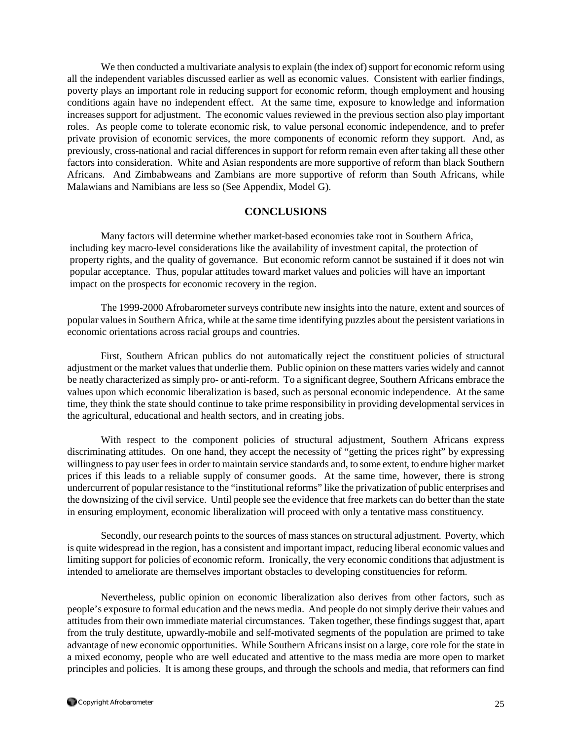We then conducted a multivariate analysis to explain (the index of) support for economic reform using all the independent variables discussed earlier as well as economic values. Consistent with earlier findings, poverty plays an important role in reducing support for economic reform, though employment and housing conditions again have no independent effect. At the same time, exposure to knowledge and information increases support for adjustment. The economic values reviewed in the previous section also play important roles. As people come to tolerate economic risk, to value personal economic independence, and to prefer private provision of economic services, the more components of economic reform they support. And, as previously, cross-national and racial differences in support for reform remain even after taking all these other factors into consideration. White and Asian respondents are more supportive of reform than black Southern Africans. And Zimbabweans and Zambians are more supportive of reform than South Africans, while Malawians and Namibians are less so (See Appendix, Model G).

## CONCLUSIONS

Many factors will determine whether market-based economies take root in Southern Africa, including key macro-level considerations like the availability of investment capital, the protection of property rights, and the quality of governance. But economic reform cannot be sustained if it does not win popular acceptance. Thus, popular attitudes toward market values and policies will have an important impact on the prospects for economic recovery in the region.

The 1999-2000 Afrobarometer surveys contribute new insights into the nature, extent and sources of popular values in Southern Africa, while at the same time identifying puzzles about the persistent variations in economic orientations across racial groups and countries.

First, Southern African publics do not automatically reject the constituent policies of structural adjustment or the market values that underlie them. Public opinion on these matters varies widely and cannot be neatly characterized as simply pro- or anti-reform. To a significant degree, Southern Africans embrace the values upon which economic liberalization is based, such as personal economic independence. At the same time, they think the state should continue to take prime responsibility in providing developmental services in the agricultural, educational and health sectors, and in creating jobs.

With respect to the component policies of structural adjustment, Southern Africans express discriminating attitudes. On one hand, they accept the necessity of "getting the prices right" by expressing willingness to pay user fees in order to maintain service standards and, to some extent, to endure higher market prices if this leads to a reliable supply of consumer goods. At the same time, however, there is strong undercurrent of popular resistance to the "institutional reforms" like the privatization of public enterprises and the downsizing of the civil service. Until people see the evidence that free markets can do better than the state in ensuring employment, economic liberalization will proceed with only a tentative mass constituency.

Secondly, our research points to the sources of mass stances on structural adjustment. Poverty, which is quite widespread in the region, has a consistent and important impact, reducing liberal economic values and limiting support for policies of economic reform. Ironically, the very economic conditions that adjustment is intended to ameliorate are themselves important obstacles to developing constituencies for reform.

Nevertheless, public opinion on economic liberalization also derives from other factors, such as people's exposure to formal education and the news media. And people do not simply derive their values and attitudes from their own immediate material circumstances. Taken together, these findings suggest that, apart from the truly destitute, upwardly-mobile and self-motivated segments of the population are primed to take advantage of new economic opportunities. While Southern Africans insist on a large, core role for the state in a mixed economy, people who are well educated and attentive to the mass media are more open to market principles and policies. It is among these groups, and through the schools and media, that reformers can find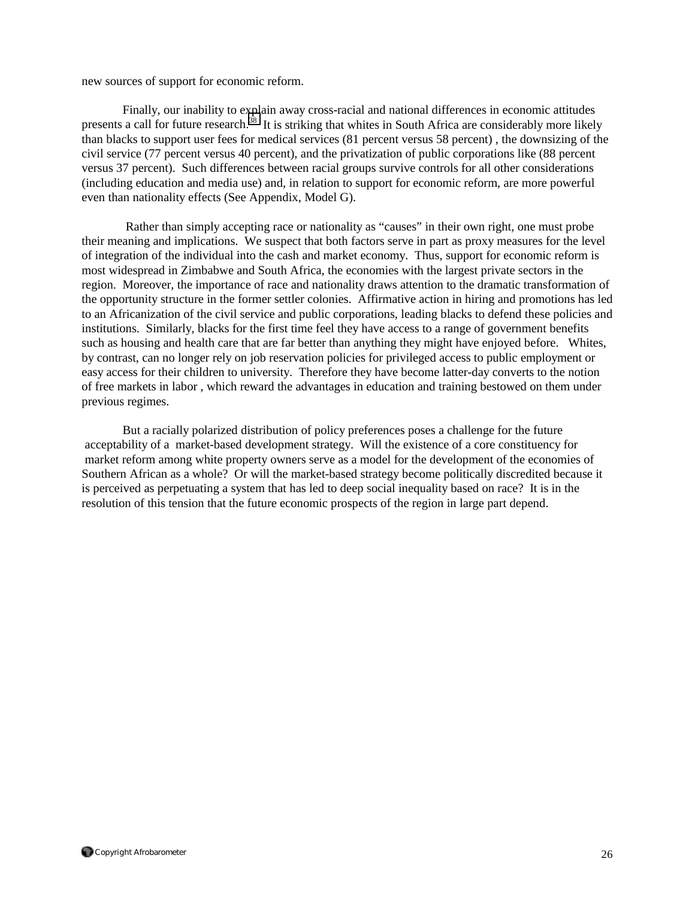new sources of support for economic reform.

Finally, our inability to explain away cross-racial and national differences in economic attitudes presents a call for future research.[38] It is striking that whites in South Africa are considerably more likely than blacks to support user fees for medical services (81 percent versus 58 percent) , the downsizing of the civil service (77 percent versus 40 percent), and the privatization of public corporations like (88 percent versus 37 percent). Such differences between racial groups survive controls for all other considerations (including education and media use) and, in relation to support for economic reform, are more powerful even than nationality effects (See Appendix, Model G).

Rather than simply accepting race or nationality as "causes" in their own right, one must probe their meaning and implications. We suspect that both factors serve in part as proxy measures for the level of integration of the individual into the cash and market economy. Thus, support for economic reform is most widespread in Zimbabwe and South Africa, the economies with the largest private sectors in the region. Moreover, the importance of race and nationality draws attention to the dramatic transformation of the opportunity structure in the former settler colonies. Affirmative action in hiring and promotions has led to an Africanization of the civil service and public corporations, leading blacks to defend these policies and institutions. Similarly, blacks for the first time feel they have access to a range of government benefits such as housing and health care that are far better than anything they might have enjoyed before. Whites, by contrast, can no longer rely on job reservation policies for privileged access to public employment or easy access for their children to university. Therefore they have become latter-day converts to the notion of free markets in labor , which reward the advantages in education and training bestowed on them under previous regimes.

But a racially polarized distribution of policy preferences poses a challenge for the future acceptability of a market-based development strategy. Will the existence of a core constituency for market reform among white property owners serve as a model for the development of the economies of Southern African as a whole? Or will the market-based strategy become politically discredited because it is perceived as perpetuating a system that has led to deep social inequality based on race? It is in the resolution of this tension that the future economic prospects of the region in large part depend.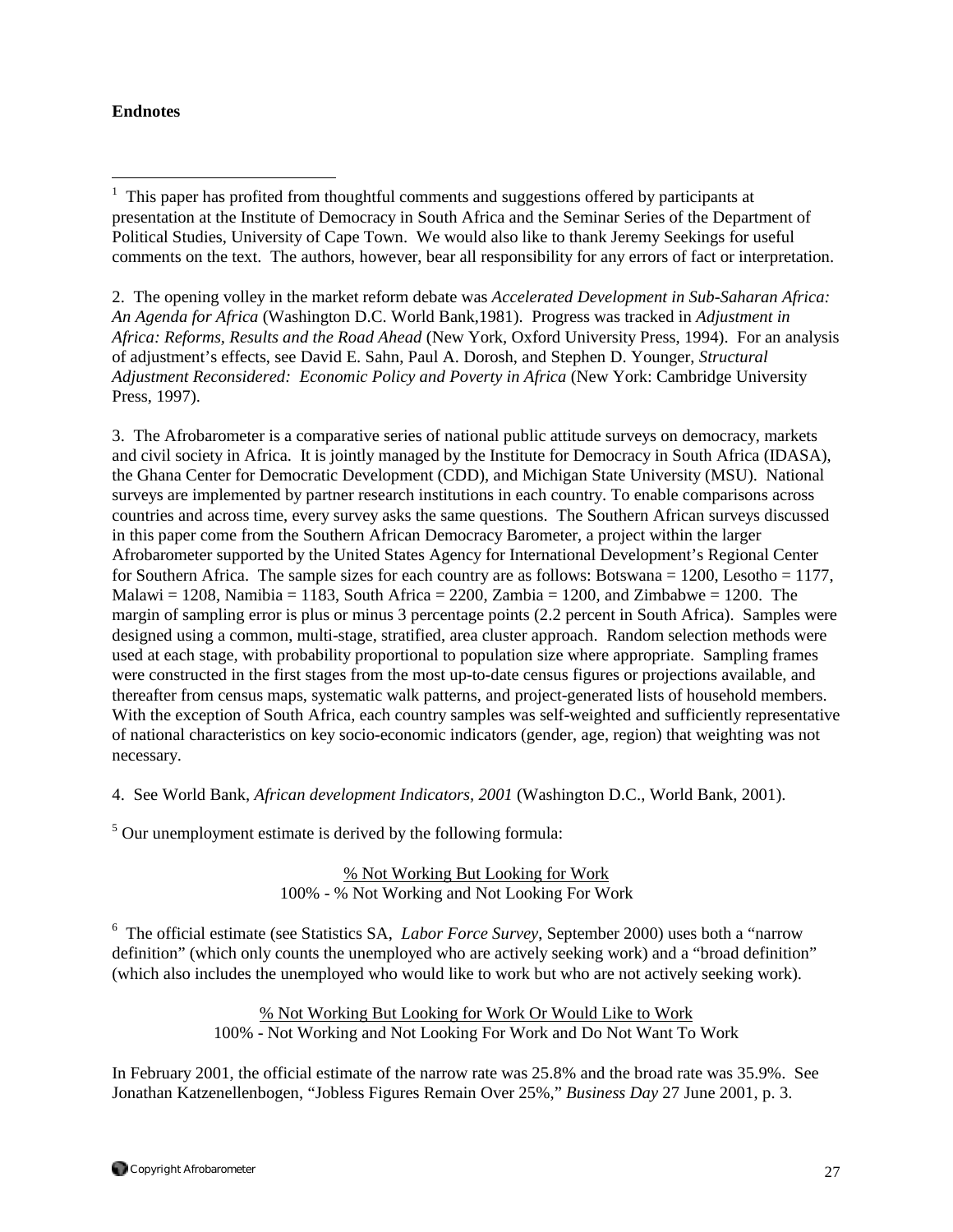**Endnotes**

[1] This paper has profited from thoughtful comments and suggestions offered by participants at presentation at the Institute of Democracy in South Africa and the Seminar Series of the Department of Political Studies, University of Cape Town. We would also like to thank Jeremy Seekings for useful comments on the text. The authors, however, bear all responsibility for any errors of fact or interpretation.

2. The opening volley in the market reform debate was *Accelerated Development in Sub-Saharan Africa: An Agenda for Africa* (Washington D.C. World Bank,1981). Progress was tracked in *Adjustment in Africa: Reforms, Results and the Road Ahead* (New York, Oxford University Press, 1994). For an analysis of adjustment's effects, see David E. Sahn, Paul A. Dorosh, and Stephen D. Younger, *Structural Adjustment Reconsidered: Economic Policy and Poverty in Africa* (New York: Cambridge University Press, 1997).

3. The Afrobarometer is a comparative series of national public attitude surveys on democracy, markets and civil society in Africa. It is jointly managed by the Institute for Democracy in South Africa (IDASA), the Ghana Center for Democratic Development (CDD), and Michigan State University (MSU). National surveys are implemented by partner research institutions in each country. To enable comparisons across countries and across time, every survey asks the same questions. The Southern African surveys discussed in this paper come from the Southern African Democracy Barometer, a project within the larger Afrobarometer supported by the United States Agency for International Development's Regional Center for Southern Africa. The sample sizes for each country are as follows: Botswana = 1200, Lesotho = 1177, Malawi = 1208, Namibia = 1183, South Africa = 2200, Zambia = 1200, and Zimbabwe = 1200. The margin of sampling error is plus or minus 3 percentage points (2.2 percent in South Africa). Samples were designed using a common, multi-stage, stratified, area cluster approach. Random selection methods were used at each stage, with probability proportional to population size where appropriate. Sampling frames were constructed in the first stages from the most up-to-date census figures or projections available, and thereafter from census maps, systematic walk patterns, and project-generated lists of household members. With the exception of South Africa, each country samples was self-weighted and sufficiently representative of national characteristics on key socio-economic indicators (gender, age, region) that weighting was not necessary.

4. See World Bank, *African development Indicators, 2001* (Washington D.C., World Bank, 2001).

[5] Our unemployment estimate is derived by the following formula:

$$\frac{\text{\% Not Working But Looking for Work}}{100\% - \text{\% Not Working and Not Looking For Work}}$$

[6] The official estimate (see Statistics SA, *Labor Force Survey*, September 2000) uses both a "narrow definition" (which only counts the unemployed who are actively seeking work) and a "broad definition" (which also includes the unemployed who would like to work but who are not actively seeking work).

$$\frac{\text{\% Not Working But Looking for Work Or Would Like to Work}}{100\% - \text{Not Working and Not Looking For Work and Do Not Want To Work}}$$

In February 2001, the official estimate of the narrow rate was 25.8% and the broad rate was 35.9%. See Jonathan Katzenellenbogen, "Jobless Figures Remain Over 25%," *Business Day* 27 June 2001, p. 3.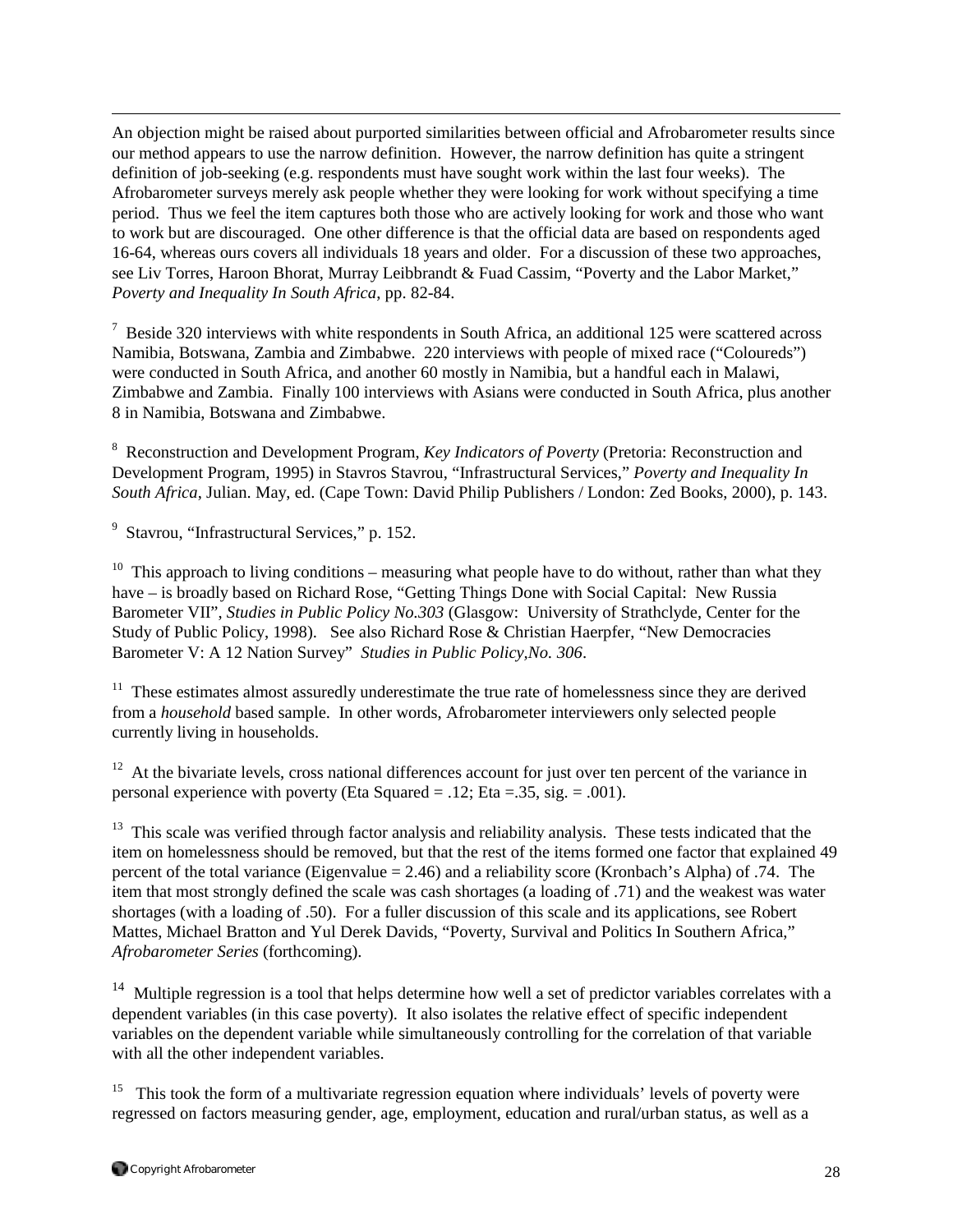An objection might be raised about purported similarities between official and Afrobarometer results since our method appears to use the narrow definition. However, the narrow definition has quite a stringent definition of job-seeking (e.g. respondents must have sought work within the last four weeks). The Afrobarometer surveys merely ask people whether they were looking for work without specifying a time period. Thus we feel the item captures both those who are actively looking for work and those who want to work but are discouraged. One other difference is that the official data are based on respondents aged 16-64, whereas ours covers all individuals 18 years and older. For a discussion of these two approaches, see Liv Torres, Haroon Bhorat, Murray Leibbrandt & Fuad Cassim, "Poverty and the Labor Market," *Poverty and Inequality In South Africa*, pp. 82-84.

[7] Beside 320 interviews with white respondents in South Africa, an additional 125 were scattered across Namibia, Botswana, Zambia and Zimbabwe. 220 interviews with people of mixed race ("Coloureds") were conducted in South Africa, and another 60 mostly in Namibia, but a handful each in Malawi, Zimbabwe and Zambia. Finally 100 interviews with Asians were conducted in South Africa, plus another 8 in Namibia, Botswana and Zimbabwe.

[8] Reconstruction and Development Program, *Key Indicators of Poverty* (Pretoria: Reconstruction and Development Program, 1995) in Stavros Stavrou, "Infrastructural Services," *Poverty and Inequality In South Africa*, Julian. May, ed. (Cape Town: David Philip Publishers / London: Zed Books, 2000), p. 143.

[9] Stavrou, "Infrastructural Services," p. 152.

[10] This approach to living conditions – measuring what people have to do without, rather than what they have – is broadly based on Richard Rose, "Getting Things Done with Social Capital: New Russia Barometer VII", *Studies in Public Policy No.303* (Glasgow: University of Strathclyde, Center for the Study of Public Policy, 1998). See also Richard Rose & Christian Haerpfer, "New Democracies Barometer V: A 12 Nation Survey" *Studies in Public Policy,No. 306*.

[11] These estimates almost assuredly underestimate the true rate of homelessness since they are derived from a *household* based sample. In other words, Afrobarometer interviewers only selected people currently living in households.

[12] At the bivariate levels, cross national differences account for just over ten percent of the variance in personal experience with poverty (Eta Squared = .12; Eta =.35, sig. = .001).

[13] This scale was verified through factor analysis and reliability analysis. These tests indicated that the item on homelessness should be removed, but that the rest of the items formed one factor that explained 49 percent of the total variance (Eigenvalue = 2.46) and a reliability score (Kronbach's Alpha) of .74. The item that most strongly defined the scale was cash shortages (a loading of .71) and the weakest was water shortages (with a loading of .50). For a fuller discussion of this scale and its applications, see Robert Mattes, Michael Bratton and Yul Derek Davids, "Poverty, Survival and Politics In Southern Africa," *Afrobarometer Series* (forthcoming).

[14] Multiple regression is a tool that helps determine how well a set of predictor variables correlates with a dependent variables (in this case poverty). It also isolates the relative effect of specific independent variables on the dependent variable while simultaneously controlling for the correlation of that variable with all the other independent variables.

[15] This took the form of a multivariate regression equation where individuals' levels of poverty were regressed on factors measuring gender, age, employment, education and rural/urban status, as well as a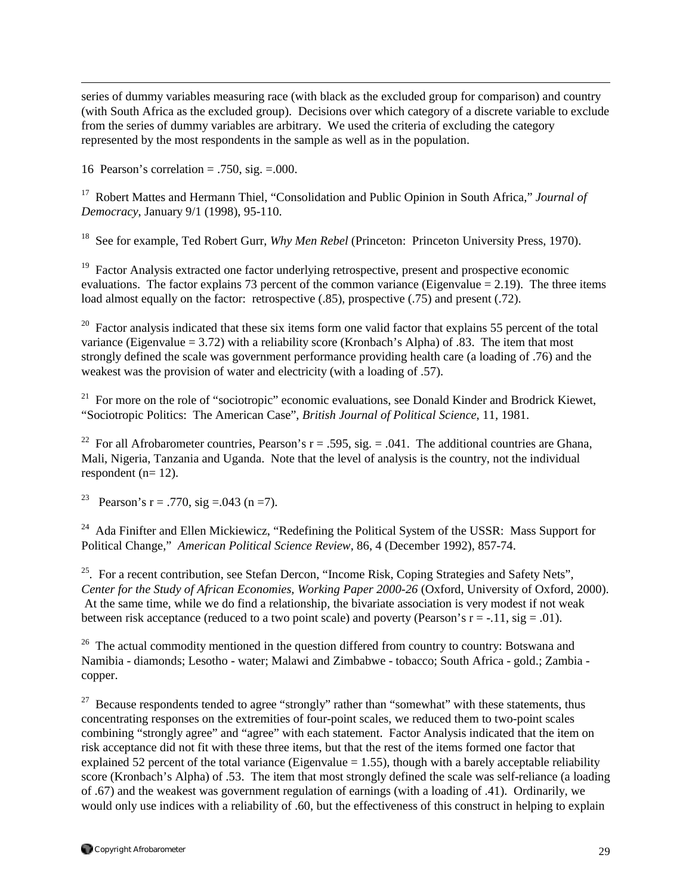series of dummy variables measuring race (with black as the excluded group for comparison) and country (with South Africa as the excluded group). Decisions over which category of a discrete variable to exclude from the series of dummy variables are arbitrary. We used the criteria of excluding the category represented by the most respondents in the sample as well as in the population.

16 Pearson's correlation = .750, sig. =.000.

[17] Robert Mattes and Hermann Thiel, "Consolidation and Public Opinion in South Africa," *Journal of Democracy*, January 9/1 (1998), 95-110.

[18] See for example, Ted Robert Gurr, *Why Men Rebel* (Princeton: Princeton University Press, 1970).

[19] Factor Analysis extracted one factor underlying retrospective, present and prospective economic evaluations. The factor explains 73 percent of the common variance (Eigenvalue = 2.19). The three items load almost equally on the factor: retrospective (.85), prospective (.75) and present (.72).

[20] Factor analysis indicated that these six items form one valid factor that explains 55 percent of the total variance (Eigenvalue = 3.72) with a reliability score (Kronbach's Alpha) of .83. The item that most strongly defined the scale was government performance providing health care (a loading of .76) and the weakest was the provision of water and electricity (with a loading of .57).

[21] For more on the role of "sociotropic" economic evaluations, see Donald Kinder and Brodrick Kiewet, "Sociotropic Politics: The American Case", *British Journal of Political Science*, 11, 1981.

[22] For all Afrobarometer countries, Pearson's r = .595, sig. = .041. The additional countries are Ghana, Mali, Nigeria, Tanzania and Uganda. Note that the level of analysis is the country, not the individual respondent (n= 12).

[23] Pearson's r = .770, sig =.043 (n =7).

[24] Ada Finifter and Ellen Mickiewicz, "Redefining the Political System of the USSR: Mass Support for Political Change," *American Political Science Review*, 86, 4 (December 1992), 857-74.

[25]. For a recent contribution, see Stefan Dercon, "Income Risk, Coping Strategies and Safety Nets", *Center for the Study of African Economies, Working Paper 2000-26* (Oxford, University of Oxford, 2000). At the same time, while we do find a relationship, the bivariate association is very modest if not weak between risk acceptance (reduced to a two point scale) and poverty (Pearson's r = -.11, sig = .01).

[26] The actual commodity mentioned in the question differed from country to country: Botswana and Namibia - diamonds; Lesotho - water; Malawi and Zimbabwe - tobacco; South Africa - gold.; Zambia - copper.

[27] Because respondents tended to agree "strongly" rather than "somewhat" with these statements, thus concentrating responses on the extremities of four-point scales, we reduced them to two-point scales combining "strongly agree" and "agree" with each statement. Factor Analysis indicated that the item on risk acceptance did not fit with these three items, but that the rest of the items formed one factor that explained 52 percent of the total variance (Eigenvalue = 1.55), though with a barely acceptable reliability score (Kronbach's Alpha) of .53. The item that most strongly defined the scale was self-reliance (a loading of .67) and the weakest was government regulation of earnings (with a loading of .41). Ordinarily, we would only use indices with a reliability of .60, but the effectiveness of this construct in helping to explain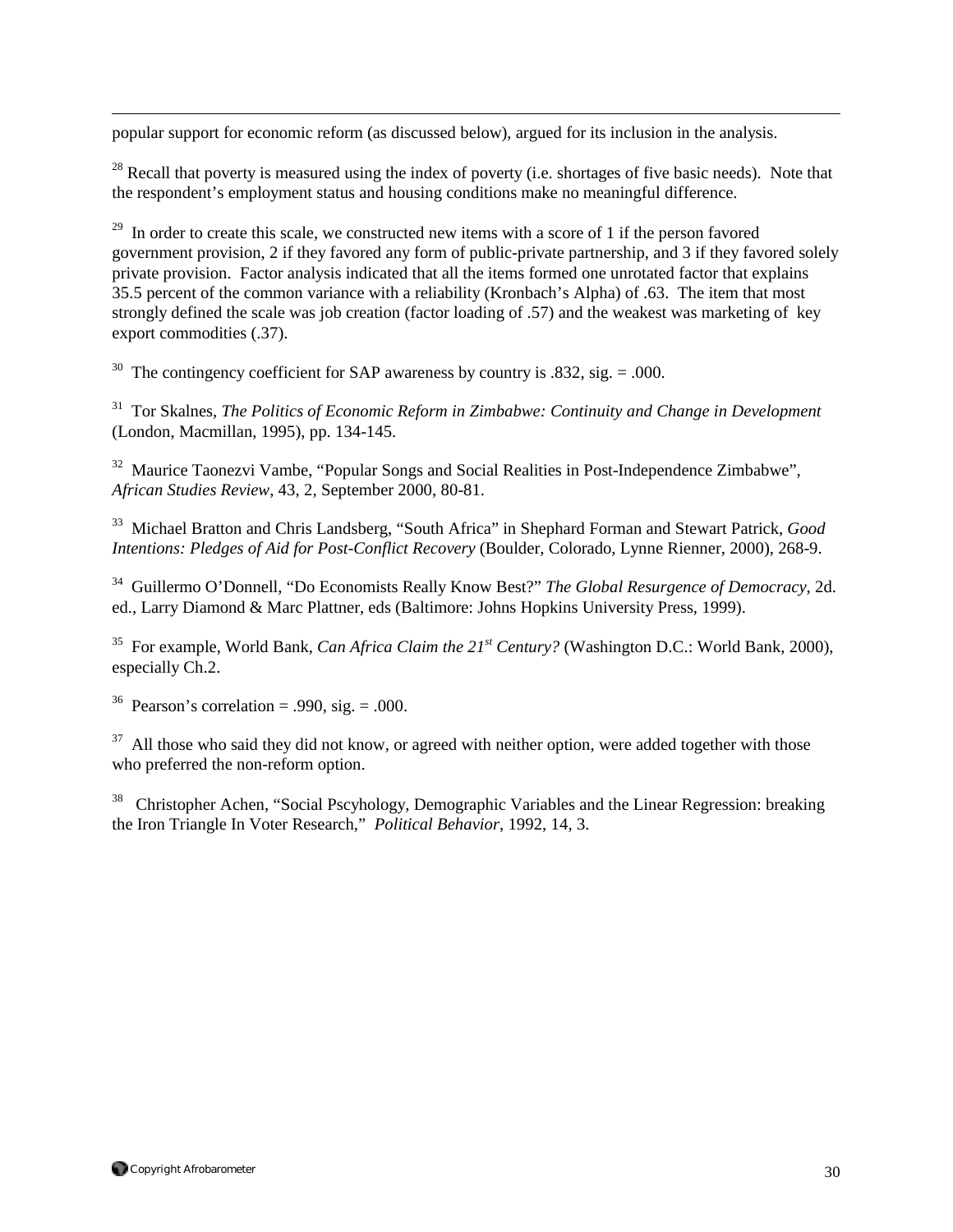popular support for economic reform (as discussed below), argued for its inclusion in the analysis.

[28] Recall that poverty is measured using the index of poverty (i.e. shortages of five basic needs). Note that the respondent's employment status and housing conditions make no meaningful difference.

[29] In order to create this scale, we constructed new items with a score of 1 if the person favored government provision, 2 if they favored any form of public-private partnership, and 3 if they favored solely private provision. Factor analysis indicated that all the items formed one unrotated factor that explains 35.5 percent of the common variance with a reliability (Kronbach's Alpha) of .63. The item that most strongly defined the scale was job creation (factor loading of .57) and the weakest was marketing of key export commodities (.37).

[30] The contingency coefficient for SAP awareness by country is .832, sig. = .000.

[31] Tor Skalnes, *The Politics of Economic Reform in Zimbabwe: Continuity and Change in Development* (London, Macmillan, 1995), pp. 134-145.

[32] Maurice Taonezvi Vambe, "Popular Songs and Social Realities in Post-Independence Zimbabwe", *African Studies Review*, 43, 2, September 2000, 80-81.

[33] Michael Bratton and Chris Landsberg, "South Africa" in Shephard Forman and Stewart Patrick, *Good Intentions: Pledges of Aid for Post-Conflict Recovery* (Boulder, Colorado, Lynne Rienner, 2000), 268-9.

[34] Guillermo O'Donnell, "Do Economists Really Know Best?" *The Global Resurgence of Democracy*, 2d. ed., Larry Diamond & Marc Plattner, eds (Baltimore: Johns Hopkins University Press, 1999).

[35] For example, World Bank, *Can Africa Claim the 21st Century?* (Washington D.C.: World Bank, 2000), especially Ch.2.

[36] Pearson's correlation = .990, sig. = .000.

[37] All those who said they did not know, or agreed with neither option, were added together with those who preferred the non-reform option.

[38] Christopher Achen, "Social Pscyhology, Demographic Variables and the Linear Regression: breaking the Iron Triangle In Voter Research," *Political Behavior*, 1992, 14, 3.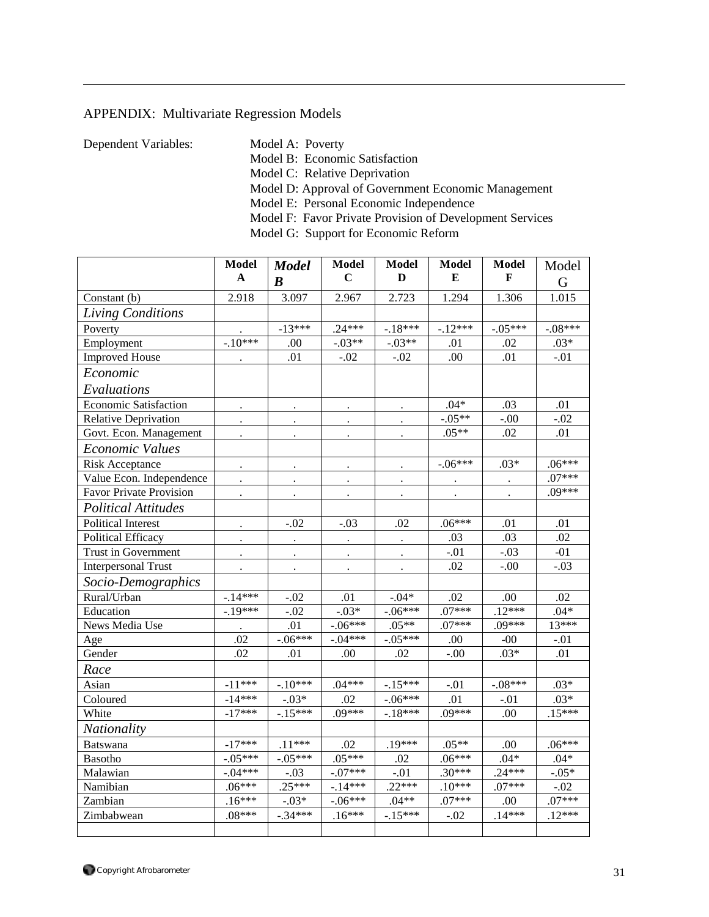APPENDIX: Multivariate Regression Models

Dependent Variables:

- Model A: Poverty
- Model B: Economic Satisfaction
- Model C: Relative Deprivation
- Model D: Approval of Government Economic Management
- Model E: Personal Economic Independence
- Model F: Favor Private Provision of Development Services
- Model G: Support for Economic Reform

| | Model A | *Model B* | Model C | Model D | Model E | Model F | Model G |
|---|---|---|---|---|---|---|---|
| Constant (b) | 2.918 | 3.097 | 2.967 | 2.723 | 1.294 | 1.306 | 1.015 |
| *Living Conditions* | | | | | | | |
| Poverty | . | -13*** | .24*** | -.18*** | -.12*** | -.05*** | -.08*** |
| Employment | -.10*** | .00 | -.03** | -.03** | .01 | .02 | .03* |
| Improved House | . | .01 | -.02 | -.02 | .00 | .01 | -.01 |
| *Economic Evaluations* | | | | | | | |
| Economic Satisfaction | . | . | . | . | .04* | .03 | .01 |
| Relative Deprivation | . | . | . | . | -.05** | -.00 | -.02 |
| Govt. Econ. Management | . | . | . | . | .05** | .02 | .01 |
| *Economic Values* | | | | | | | |
| Risk Acceptance | . | . | . | . | -.06*** | .03* | .06*** |
| Value Econ. Independence | . | . | . | . | . | . | .07*** |
| Favor Private Provision | . | . | . | . | . | . | .09*** |
| *Political Attitudes* | | | | | | | |
| Political Interest | . | -.02 | -.03 | .02 | .06*** | .01 | .01 |
| Political Efficacy | . | . | . | . | .03 | .03 | .02 |
| Trust in Government | . | . | . | . | -.01 | -.03 | -01 |
| Interpersonal Trust | . | . | . | . | .02 | -.00 | -.03 |
| *Socio-Demographics* | | | | | | | |
| Rural/Urban | -.14*** | -.02 | .01 | -.04* | .02 | .00 | .02 |
| Education | -.19*** | -.02 | -.03* | -.06*** | .07*** | .12*** | .04* |
| News Media Use | . | .01 | -.06*** | .05** | .07*** | .09*** | 13*** |
| Age | .02 | -.06*** | -.04*** | -.05*** | .00 | -00 | -.01 |
| Gender | .02 | .01 | .00 | .02 | -.00 | .03* | .01 |
| *Race* | | | | | | | |
| Asian | -11*** | -.10*** | .04*** | -.15*** | -.01 | -.08*** | .03* |
| Coloured | -14*** | -.03* | .02 | -.06*** | .01 | -.01 | .03* |
| White | -17*** | -.15*** | .09*** | -.18*** | .09*** | .00 | .15*** |
| *Nationality* | | | | | | | |
| Batswana | -17*** | .11*** | .02 | .19*** | .05** | .00 | .06*** |
| Basotho | -.05*** | -.05*** | .05*** | .02 | .06*** | .04* | .04* |
| Malawian | -.04*** | -.03 | -.07*** | -.01 | .30*** | .24*** | -.05* |
| Namibian | .06*** | .25*** | -.14*** | .22*** | .10*** | .07*** | -.02 |
| Zambian | .16*** | -.03* | -.06*** | .04** | .07*** | .00 | .07*** |
| Zimbabwean | .08*** | -.34*** | .16*** | -.15*** | -.02 | .14*** | .12*** |
| | | | | | | | |

Copyright Afrobarometer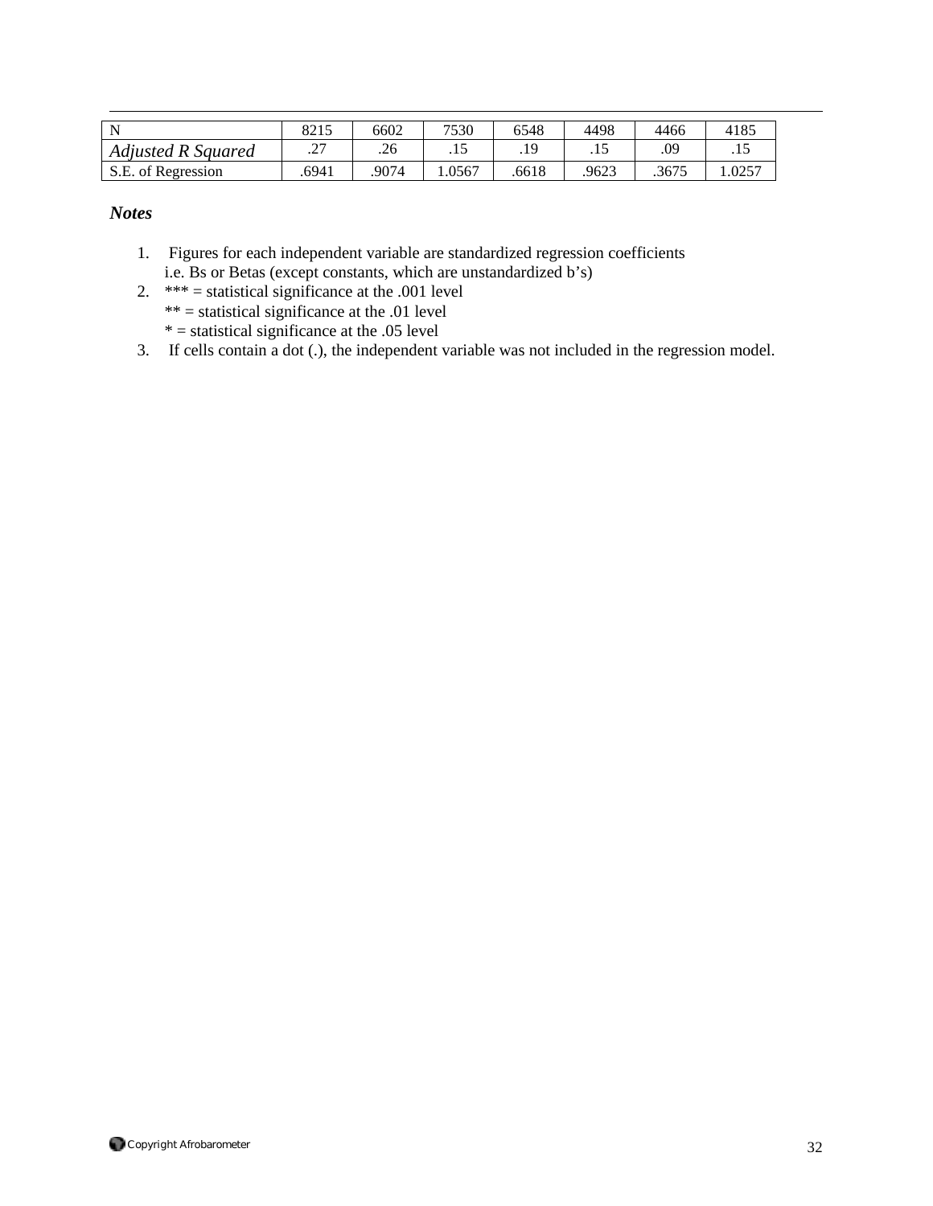| | | | | | | | |
|---|---|---|---|---|---|---|---|
| N | 8215 | 6602 | 7530 | 6548 | 4498 | 4466 | 4185 |
| *Adjusted R Squared* | .27 | .26 | .15 | .19 | .15 | .09 | .15 |
| S.E. of Regression | .6941 | .9074 | 1.0567 | .6618 | .9623 | .3675 | 1.0257 |

***Notes***

1. Figures for each independent variable are standardized regression coefficients i.e. Bs or Betas (except constants, which are unstandardized b's)
2. *** = statistical significance at the .001 level
   ** = statistical significance at the .01 level
   * = statistical significance at the .05 level
3. If cells contain a dot (.), the independent variable was not included in the regression model.